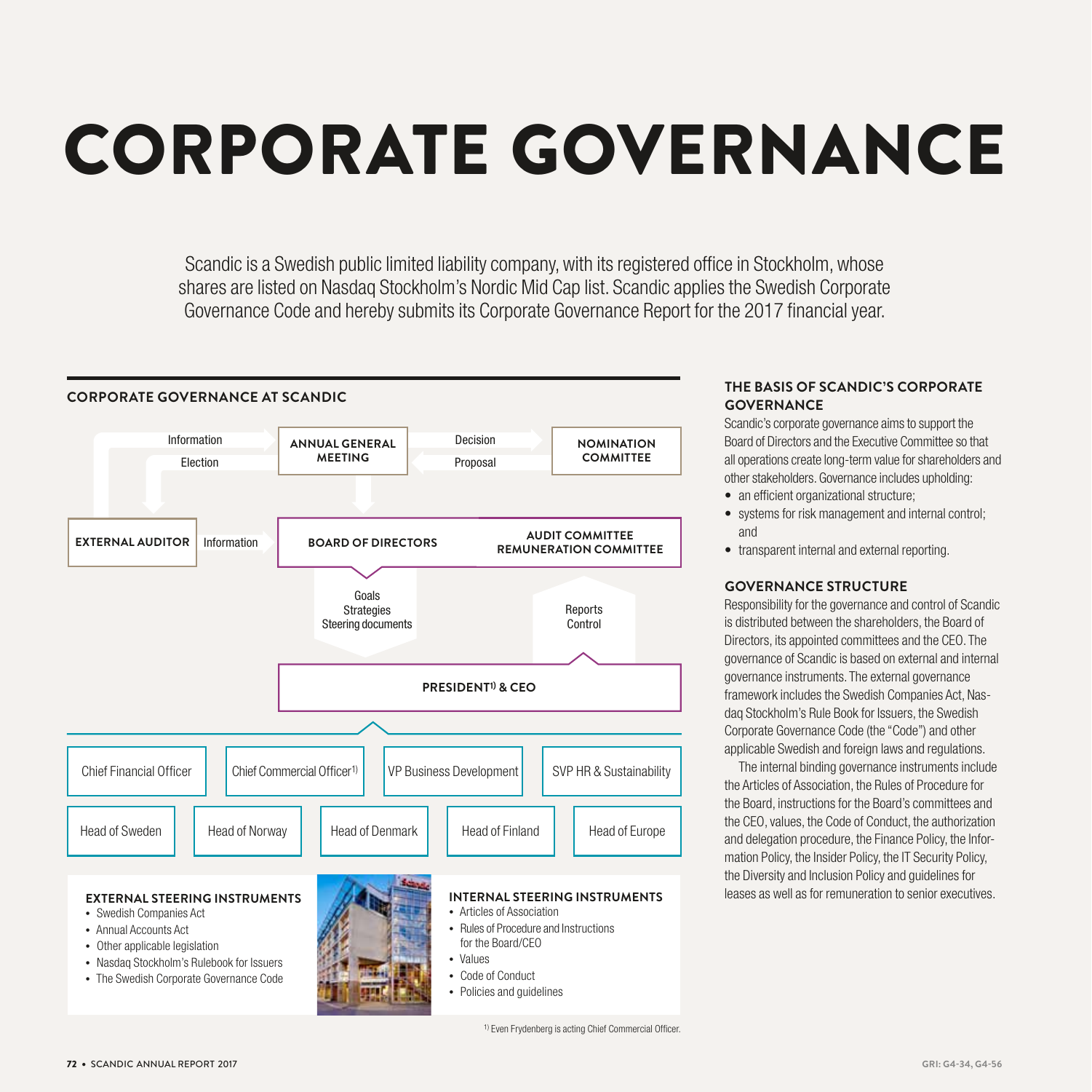# CORPORATE GOVERNANCE

Scandic is a Swedish public limited liability company, with its registered office in Stockholm, whose shares are listed on Nasdaq Stockholm's Nordic Mid Cap list. Scandic applies the Swedish Corporate Governance Code and hereby submits its Corporate Governance Report for the 2017 financial year.

## CORPORATE GOVERNANCE AT SCANDIC

- ANNUAL GENERAL MEETING
  - Information (from External Auditor to Annual General Meeting)
  - Election (from Annual General Meeting to External Auditor)
  - Decision (from Annual General Meeting to Nomination Committee)
  - Proposal (from Nomination Committee to Annual General Meeting)
- NOMINATION COMMITTEE
- EXTERNAL AUDITOR
  - Information (to Board of Directors)
- BOARD OF DIRECTORS
  - AUDIT COMMITTEE
  - REMUNERATION COMMITTEE
  - Goals, Strategies, Steering documents (to President & CEO)
  - Reports, Control (from President & CEO)
- PRESIDENT[1] & CEO
  - Chief Financial Officer
  - Chief Commercial Officer[1]
  - VP Business Development
  - SVP HR & Sustainability
  - Head of Sweden
  - Head of Norway
  - Head of Denmark
  - Head of Finland
  - Head of Europe

### EXTERNAL STEERING INSTRUMENTS

- Swedish Companies Act
- Annual Accounts Act
- Other applicable legislation
- Nasdaq Stockholm's Rulebook for Issuers
- The Swedish Corporate Governance Code

### INTERNAL STEERING INSTRUMENTS

- Articles of Association
- Rules of Procedure and Instructions for the Board/CEO
- Values
- Code of Conduct
- Policies and guidelines

[1] Even Frydenberg is acting Chief Commercial Officer.

### THE BASIS OF SCANDIC'S CORPORATE GOVERNANCE

Scandic's corporate governance aims to support the Board of Directors and the Executive Committee so that all operations create long-term value for shareholders and other stakeholders. Governance includes upholding:

- an efficient organizational structure;
- systems for risk management and internal control; and
- transparent internal and external reporting.

### GOVERNANCE STRUCTURE

Responsibility for the governance and control of Scandic is distributed between the shareholders, the Board of Directors, its appointed committees and the CEO. The governance of Scandic is based on external and internal governance instruments. The external governance framework includes the Swedish Companies Act, Nasdaq Stockholm's Rule Book for Issuers, the Swedish Corporate Governance Code (the "Code") and other applicable Swedish and foreign laws and regulations.

The internal binding governance instruments include the Articles of Association, the Rules of Procedure for the Board, instructions for the Board's committees and the CEO, values, the Code of Conduct, the authorization and delegation procedure, the Finance Policy, the Information Policy, the Insider Policy, the IT Security Policy, the Diversity and Inclusion Policy and guidelines for leases as well as for remuneration to senior executives.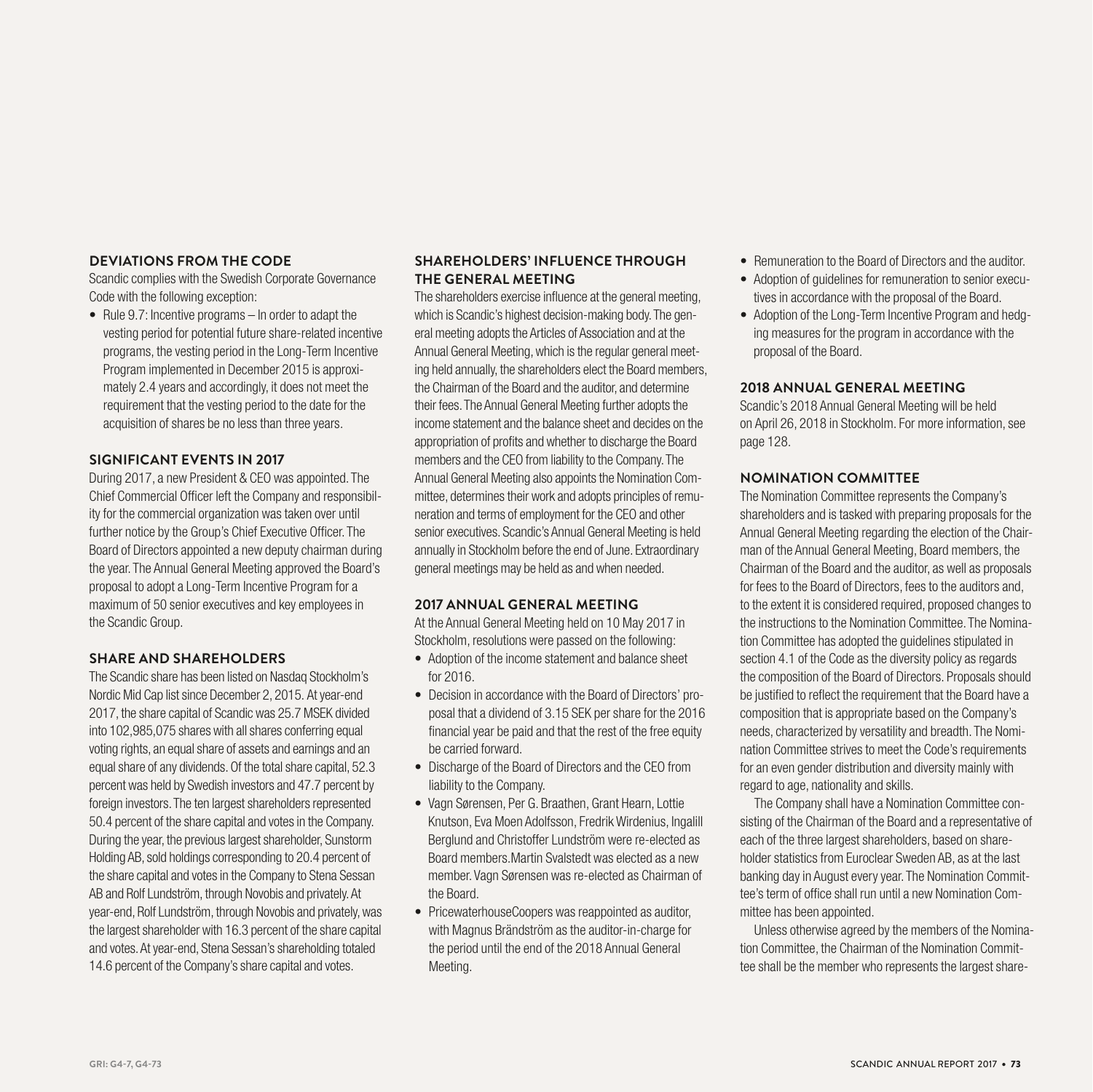## DEVIATIONS FROM THE CODE

Scandic complies with the Swedish Corporate Governance Code with the following exception:

- Rule 9.7: Incentive programs – In order to adapt the vesting period for potential future share-related incentive programs, the vesting period in the Long-Term Incentive Program implemented in December 2015 is approximately 2.4 years and accordingly, it does not meet the requirement that the vesting period to the date for the acquisition of shares be no less than three years.

## SIGNIFICANT EVENTS IN 2017

During 2017, a new President & CEO was appointed. The Chief Commercial Officer left the Company and responsibility for the commercial organization was taken over until further notice by the Group's Chief Executive Officer. The Board of Directors appointed a new deputy chairman during the year. The Annual General Meeting approved the Board's proposal to adopt a Long-Term Incentive Program for a maximum of 50 senior executives and key employees in the Scandic Group.

## SHARE AND SHAREHOLDERS

The Scandic share has been listed on Nasdaq Stockholm's Nordic Mid Cap list since December 2, 2015. At year-end 2017, the share capital of Scandic was 25.7 MSEK divided into 102,985,075 shares with all shares conferring equal voting rights, an equal share of assets and earnings and an equal share of any dividends. Of the total share capital, 52.3 percent was held by Swedish investors and 47.7 percent by foreign investors. The ten largest shareholders represented 50.4 percent of the share capital and votes in the Company. During the year, the previous largest shareholder, Sunstorm Holding AB, sold holdings corresponding to 20.4 percent of the share capital and votes in the Company to Stena Sessan AB and Rolf Lundström, through Novobis and privately. At year-end, Rolf Lundström, through Novobis and privately, was the largest shareholder with 16.3 percent of the share capital and votes. At year-end, Stena Sessan's shareholding totaled 14.6 percent of the Company's share capital and votes.

## SHAREHOLDERS' INFLUENCE THROUGH THE GENERAL MEETING

The shareholders exercise influence at the general meeting, which is Scandic's highest decision-making body. The general meeting adopts the Articles of Association and at the Annual General Meeting, which is the regular general meeting held annually, the shareholders elect the Board members, the Chairman of the Board and the auditor, and determine their fees. The Annual General Meeting further adopts the income statement and the balance sheet and decides on the appropriation of profits and whether to discharge the Board members and the CEO from liability to the Company. The Annual General Meeting also appoints the Nomination Committee, determines their work and adopts principles of remuneration and terms of employment for the CEO and other senior executives. Scandic's Annual General Meeting is held annually in Stockholm before the end of June. Extraordinary general meetings may be held as and when needed.

## 2017 ANNUAL GENERAL MEETING

At the Annual General Meeting held on 10 May 2017 in Stockholm, resolutions were passed on the following:

- Adoption of the income statement and balance sheet for 2016.
- Decision in accordance with the Board of Directors' proposal that a dividend of 3.15 SEK per share for the 2016 financial year be paid and that the rest of the free equity be carried forward.
- Discharge of the Board of Directors and the CEO from liability to the Company.
- Vagn Sørensen, Per G. Braathen, Grant Hearn, Lottie Knutson, Eva Moen Adolfsson, Fredrik Wirdenius, Ingalill Berglund and Christoffer Lundström were re-elected as Board members.Martin Svalstedt was elected as a new member. Vagn Sørensen was re-elected as Chairman of the Board.
- PricewaterhouseCoopers was reappointed as auditor, with Magnus Brändström as the auditor-in-charge for the period until the end of the 2018 Annual General Meeting.
- Remuneration to the Board of Directors and the auditor.
- Adoption of guidelines for remuneration to senior executives in accordance with the proposal of the Board.
- Adoption of the Long-Term Incentive Program and hedging measures for the program in accordance with the proposal of the Board.

## 2018 ANNUAL GENERAL MEETING

Scandic's 2018 Annual General Meeting will be held on April 26, 2018 in Stockholm. For more information, see page 128.

## NOMINATION COMMITTEE

The Nomination Committee represents the Company's shareholders and is tasked with preparing proposals for the Annual General Meeting regarding the election of the Chairman of the Annual General Meeting, Board members, the Chairman of the Board and the auditor, as well as proposals for fees to the Board of Directors, fees to the auditors and, to the extent it is considered required, proposed changes to the instructions to the Nomination Committee. The Nomination Committee has adopted the guidelines stipulated in section 4.1 of the Code as the diversity policy as regards the composition of the Board of Directors. Proposals should be justified to reflect the requirement that the Board have a composition that is appropriate based on the Company's needs, characterized by versatility and breadth. The Nomination Committee strives to meet the Code's requirements for an even gender distribution and diversity mainly with regard to age, nationality and skills.

The Company shall have a Nomination Committee consisting of the Chairman of the Board and a representative of each of the three largest shareholders, based on shareholder statistics from Euroclear Sweden AB, as at the last banking day in August every year. The Nomination Committee's term of office shall run until a new Nomination Committee has been appointed.

Unless otherwise agreed by the members of the Nomination Committee, the Chairman of the Nomination Committee shall be the member who represents the largest share-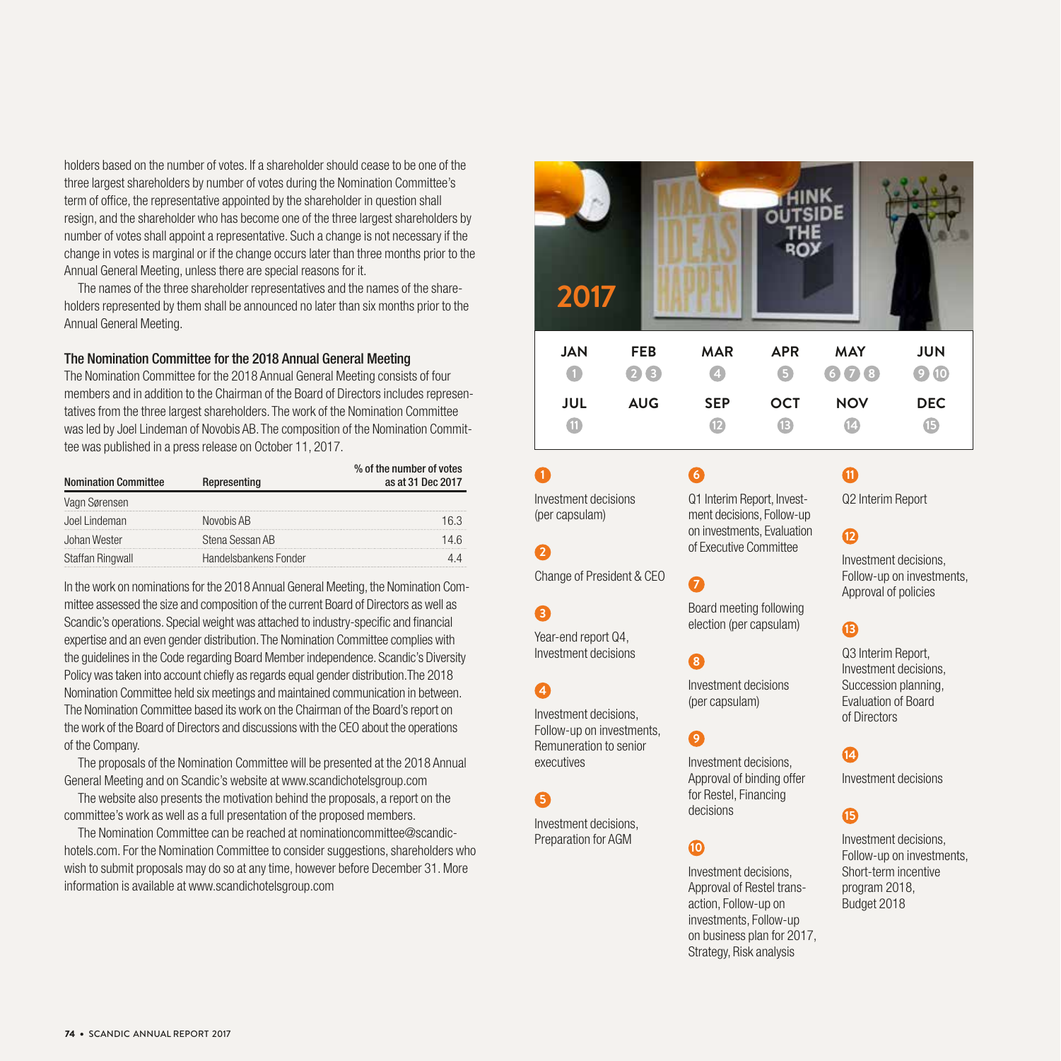holders based on the number of votes. If a shareholder should cease to be one of the three largest shareholders by number of votes during the Nomination Committee's term of office, the representative appointed by the shareholder in question shall resign, and the shareholder who has become one of the three largest shareholders by number of votes shall appoint a representative. Such a change is not necessary if the change in votes is marginal or if the change occurs later than three months prior to the Annual General Meeting, unless there are special reasons for it.

The names of the three shareholder representatives and the names of the shareholders represented by them shall be announced no later than six months prior to the Annual General Meeting.

### The Nomination Committee for the 2018 Annual General Meeting

The Nomination Committee for the 2018 Annual General Meeting consists of four members and in addition to the Chairman of the Board of Directors includes representatives from the three largest shareholders. The work of the Nomination Committee was led by Joel Lindeman of Novobis AB. The composition of the Nomination Committee was published in a press release on October 11, 2017.

| Nomination Committee | Representing | % of the number of votes as at 31 Dec 2017 |
|---|---|---|
| Vagn Sørensen | | |
| Joel Lindeman | Novobis AB | 16.3 |
| Johan Wester | Stena Sessan AB | 14.6 |
| Staffan Ringwall | Handelsbankens Fonder | 4.4 |

In the work on nominations for the 2018 Annual General Meeting, the Nomination Committee assessed the size and composition of the current Board of Directors as well as Scandic's operations. Special weight was attached to industry-specific and financial expertise and an even gender distribution. The Nomination Committee complies with the guidelines in the Code regarding Board Member independence. Scandic's Diversity Policy was taken into account chiefly as regards equal gender distribution. The 2018 Nomination Committee held six meetings and maintained communication in between. The Nomination Committee based its work on the Chairman of the Board's report on the work of the Board of Directors and discussions with the CEO about the operations of the Company.

The proposals of the Nomination Committee will be presented at the 2018 Annual General Meeting and on Scandic's website at www.scandichotelsgroup.com

The website also presents the motivation behind the proposals, a report on the committee's work as well as a full presentation of the proposed members.

The Nomination Committee can be reached at nominationcommittee@scandic-hotels.com. For the Nomination Committee to consider suggestions, shareholders who wish to submit proposals may do so at any time, however before December 31. More information is available at www.scandichotelsgroup.com

## 2017

| JAN | FEB | MAR | APR | MAY | JUN |
|---|---|---|---|---|---|
| 1 | 2 3 | 4 | 5 | 6 7 8 | 9 10 |
| **JUL** | **AUG** | **SEP** | **OCT** | **NOV** | **DEC** |
| 11 | | 12 | 13 | 14 | 15 |

**1** Investment decisions (per capsulam)

**2** Change of President & CEO

**3** Year-end report Q4, Investment decisions

**4** Investment decisions, Follow-up on investments, Remuneration to senior executives

**5** Investment decisions, Preparation for AGM

**6** Q1 Interim Report, Investment decisions, Follow-up on investments, Evaluation of Executive Committee

**7** Board meeting following election (per capsulam)

**8** Investment decisions (per capsulam)

**9** Investment decisions, Approval of binding offer for Restel, Financing decisions

**10** Investment decisions, Approval of Restel transaction, Follow-up on investments, Follow-up on business plan for 2017, Strategy, Risk analysis

**11** Q2 Interim Report

**12** Investment decisions, Follow-up on investments, Approval of policies

**13** Q3 Interim Report, Investment decisions, Succession planning, Evaluation of Board of Directors

**14** Investment decisions

**15** Investment decisions, Follow-up on investments, Short-term incentive program 2018, Budget 2018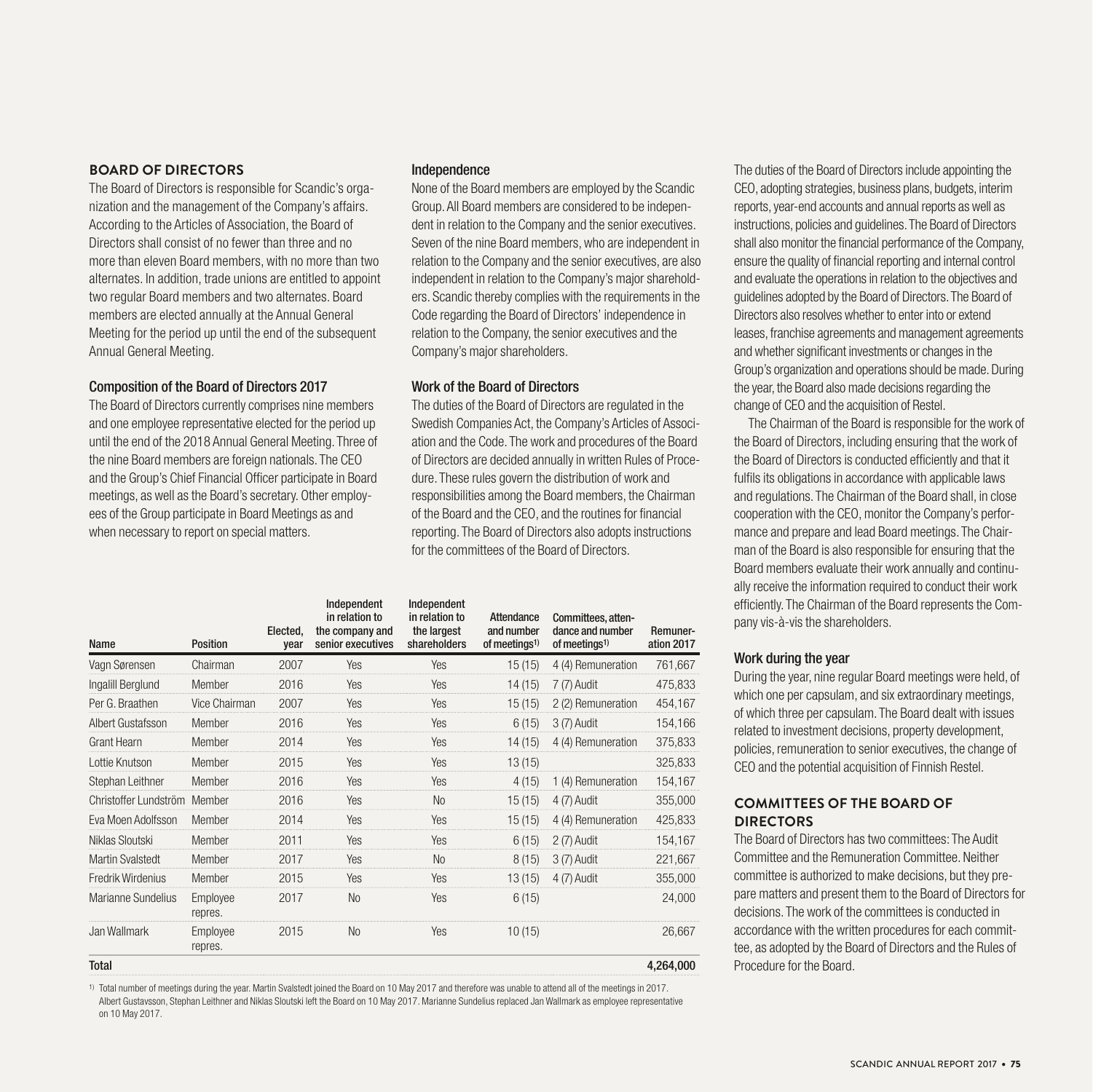## BOARD OF DIRECTORS

The Board of Directors is responsible for Scandic's organization and the management of the Company's affairs. According to the Articles of Association, the Board of Directors shall consist of no fewer than three and no more than eleven Board members, with no more than two alternates. In addition, trade unions are entitled to appoint two regular Board members and two alternates. Board members are elected annually at the Annual General Meeting for the period up until the end of the subsequent Annual General Meeting.

### Composition of the Board of Directors 2017

The Board of Directors currently comprises nine members and one employee representative elected for the period up until the end of the 2018 Annual General Meeting. Three of the nine Board members are foreign nationals. The CEO and the Group's Chief Financial Officer participate in Board meetings, as well as the Board's secretary. Other employees of the Group participate in Board Meetings as and when necessary to report on special matters.

### Independence

None of the Board members are employed by the Scandic Group. All Board members are considered to be independent in relation to the Company and the senior executives. Seven of the nine Board members, who are independent in relation to the Company and the senior executives, are also independent in relation to the Company's major shareholders. Scandic thereby complies with the requirements in the Code regarding the Board of Directors' independence in relation to the Company, the senior executives and the Company's major shareholders.

### Work of the Board of Directors

The duties of the Board of Directors are regulated in the Swedish Companies Act, the Company's Articles of Association and the Code. The work and procedures of the Board of Directors are decided annually in written Rules of Procedure. These rules govern the distribution of work and responsibilities among the Board members, the Chairman of the Board and the CEO, and the routines for financial reporting. The Board of Directors also adopts instructions for the committees of the Board of Directors.

| Name | Position | Elected, year | Independent in relation to the company and senior executives | Independent in relation to the largest shareholders | Attendance and number of meetings[1] | Committees, attendance and number of meetings[1] | Remuneration 2017 |
|---|---|---|---|---|---|---|---|
| Vagn Sørensen | Chairman | 2007 | Yes | Yes | 15 (15) | 4 (4) Remuneration | 761,667 |
| Ingalill Berglund | Member | 2016 | Yes | Yes | 14 (15) | 7 (7) Audit | 475,833 |
| Per G. Braathen | Vice Chairman | 2007 | Yes | Yes | 15 (15) | 2 (2) Remuneration | 454,167 |
| Albert Gustafsson | Member | 2016 | Yes | Yes | 6 (15) | 3 (7) Audit | 154,166 |
| Grant Hearn | Member | 2014 | Yes | Yes | 14 (15) | 4 (4) Remuneration | 375,833 |
| Lottie Knutson | Member | 2015 | Yes | Yes | 13 (15) | | 325,833 |
| Stephan Leithner | Member | 2016 | Yes | Yes | 4 (15) | 1 (4) Remuneration | 154,167 |
| Christoffer Lundström | Member | 2016 | Yes | No | 15 (15) | 4 (7) Audit | 355,000 |
| Eva Moen Adolfsson | Member | 2014 | Yes | Yes | 15 (15) | 4 (4) Remuneration | 425,833 |
| Niklas Sloutski | Member | 2011 | Yes | Yes | 6 (15) | 2 (7) Audit | 154,167 |
| Martin Svalstedt | Member | 2017 | Yes | No | 8 (15) | 3 (7) Audit | 221,667 |
| Fredrik Wirdenius | Member | 2015 | Yes | Yes | 13 (15) | 4 (7) Audit | 355,000 |
| Marianne Sundelius | Employee repres. | 2017 | No | Yes | 6 (15) | | 24,000 |
| Jan Wallmark | Employee repres. | 2015 | No | Yes | 10 (15) | | 26,667 |
| **Total** | | | | | | | **4,264,000** |

1) Total number of meetings during the year. Martin Svalstedt joined the Board on 10 May 2017 and therefore was unable to attend all of the meetings in 2017. Albert Gustavsson, Stephan Leithner and Niklas Sloutski left the Board on 10 May 2017. Marianne Sundelius replaced Jan Wallmark as employee representative on 10 May 2017.

The duties of the Board of Directors include appointing the CEO, adopting strategies, business plans, budgets, interim reports, year-end accounts and annual reports as well as instructions, policies and guidelines. The Board of Directors shall also monitor the financial performance of the Company, ensure the quality of financial reporting and internal control and evaluate the operations in relation to the objectives and guidelines adopted by the Board of Directors. The Board of Directors also resolves whether to enter into or extend leases, franchise agreements and management agreements and whether significant investments or changes in the Group's organization and operations should be made. During the year, the Board also made decisions regarding the change of CEO and the acquisition of Restel.

The Chairman of the Board is responsible for the work of the Board of Directors, including ensuring that the work of the Board of Directors is conducted efficiently and that it fulfils its obligations in accordance with applicable laws and regulations. The Chairman of the Board shall, in close cooperation with the CEO, monitor the Company's performance and prepare and lead Board meetings. The Chairman of the Board is also responsible for ensuring that the Board members evaluate their work annually and continually receive the information required to conduct their work efficiently. The Chairman of the Board represents the Company vis-à-vis the shareholders.

### Work during the year

During the year, nine regular Board meetings were held, of which one per capsulam, and six extraordinary meetings, of which three per capsulam. The Board dealt with issues related to investment decisions, property development, policies, remuneration to senior executives, the change of CEO and the potential acquisition of Finnish Restel.

## COMMITTEES OF THE BOARD OF DIRECTORS

The Board of Directors has two committees: The Audit Committee and the Remuneration Committee. Neither committee is authorized to make decisions, but they prepare matters and present them to the Board of Directors for decisions. The work of the committees is conducted in accordance with the written procedures for each committee, as adopted by the Board of Directors and the Rules of Procedure for the Board.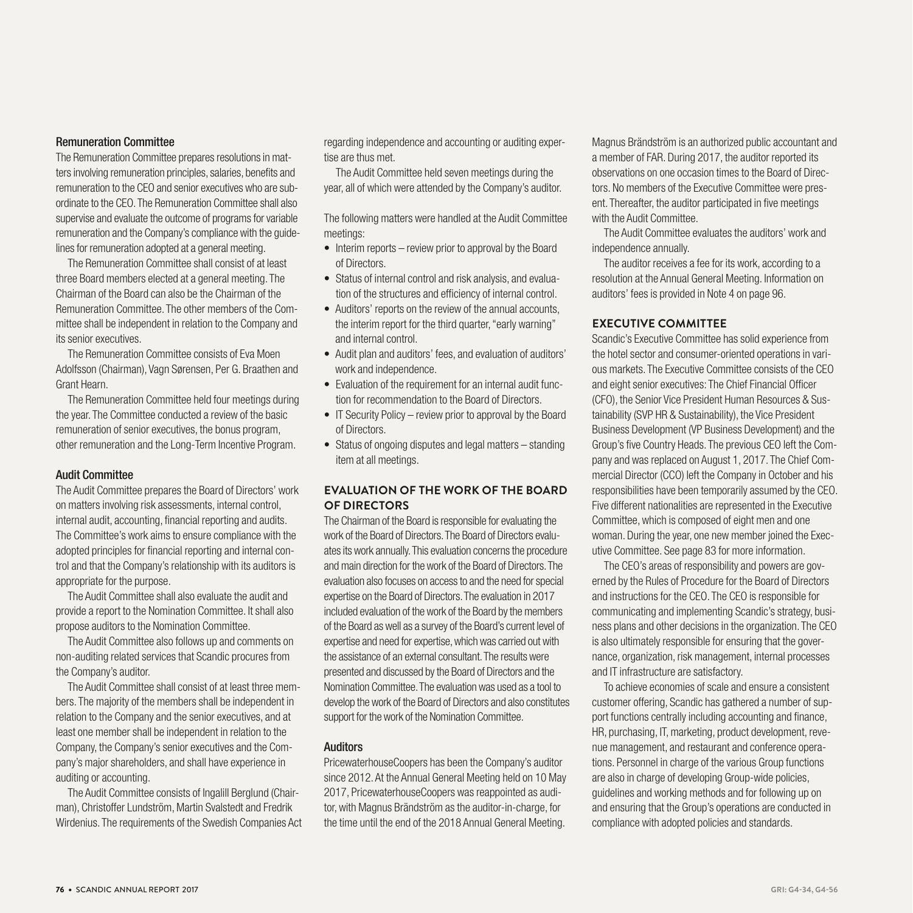### Remuneration Committee

The Remuneration Committee prepares resolutions in matters involving remuneration principles, salaries, benefits and remuneration to the CEO and senior executives who are subordinate to the CEO. The Remuneration Committee shall also supervise and evaluate the outcome of programs for variable remuneration and the Company's compliance with the guidelines for remuneration adopted at a general meeting.

The Remuneration Committee shall consist of at least three Board members elected at a general meeting. The Chairman of the Board can also be the Chairman of the Remuneration Committee. The other members of the Committee shall be independent in relation to the Company and its senior executives.

The Remuneration Committee consists of Eva Moen Adolfsson (Chairman), Vagn Sørensen, Per G. Braathen and Grant Hearn.

The Remuneration Committee held four meetings during the year. The Committee conducted a review of the basic remuneration of senior executives, the bonus program, other remuneration and the Long-Term Incentive Program.

### Audit Committee

The Audit Committee prepares the Board of Directors' work on matters involving risk assessments, internal control, internal audit, accounting, financial reporting and audits. The Committee's work aims to ensure compliance with the adopted principles for financial reporting and internal control and that the Company's relationship with its auditors is appropriate for the purpose.

The Audit Committee shall also evaluate the audit and provide a report to the Nomination Committee. It shall also propose auditors to the Nomination Committee.

The Audit Committee also follows up and comments on non-auditing related services that Scandic procures from the Company's auditor.

The Audit Committee shall consist of at least three members. The majority of the members shall be independent in relation to the Company and the senior executives, and at least one member shall be independent in relation to the Company, the Company's senior executives and the Company's major shareholders, and shall have experience in auditing or accounting.

The Audit Committee consists of Ingalill Berglund (Chairman), Christoffer Lundström, Martin Svalstedt and Fredrik Wirdenius. The requirements of the Swedish Companies Act regarding independence and accounting or auditing expertise are thus met.

The Audit Committee held seven meetings during the year, all of which were attended by the Company's auditor.

The following matters were handled at the Audit Committee meetings:

- Interim reports – review prior to approval by the Board of Directors.
- Status of internal control and risk analysis, and evaluation of the structures and efficiency of internal control.
- Auditors' reports on the review of the annual accounts, the interim report for the third quarter, "early warning" and internal control.
- Audit plan and auditors' fees, and evaluation of auditors' work and independence.
- Evaluation of the requirement for an internal audit function for recommendation to the Board of Directors.
- IT Security Policy – review prior to approval by the Board of Directors.
- Status of ongoing disputes and legal matters – standing item at all meetings.

## EVALUATION OF THE WORK OF THE BOARD OF DIRECTORS

The Chairman of the Board is responsible for evaluating the work of the Board of Directors. The Board of Directors evaluates its work annually. This evaluation concerns the procedure and main direction for the work of the Board of Directors. The evaluation also focuses on access to and the need for special expertise on the Board of Directors. The evaluation in 2017 included evaluation of the work of the Board by the members of the Board as well as a survey of the Board's current level of expertise and need for expertise, which was carried out with the assistance of an external consultant. The results were presented and discussed by the Board of Directors and the Nomination Committee. The evaluation was used as a tool to develop the work of the Board of Directors and also constitutes support for the work of the Nomination Committee.

### Auditors

PricewaterhouseCoopers has been the Company's auditor since 2012. At the Annual General Meeting held on 10 May 2017, PricewaterhouseCoopers was reappointed as auditor, with Magnus Brändström as the auditor-in-charge, for the time until the end of the 2018 Annual General Meeting. Magnus Brändström is an authorized public accountant and a member of FAR. During 2017, the auditor reported its observations on one occasion times to the Board of Directors. No members of the Executive Committee were present. Thereafter, the auditor participated in five meetings with the Audit Committee.

The Audit Committee evaluates the auditors' work and independence annually.

The auditor receives a fee for its work, according to a resolution at the Annual General Meeting. Information on auditors' fees is provided in Note 4 on page 96.

## EXECUTIVE COMMITTEE

Scandic's Executive Committee has solid experience from the hotel sector and consumer-oriented operations in various markets. The Executive Committee consists of the CEO and eight senior executives: The Chief Financial Officer (CFO), the Senior Vice President Human Resources & Sustainability (SVP HR & Sustainability), the Vice President Business Development (VP Business Development) and the Group's five Country Heads. The previous CEO left the Company and was replaced on August 1, 2017. The Chief Commercial Director (CCO) left the Company in October and his responsibilities have been temporarily assumed by the CEO. Five different nationalities are represented in the Executive Committee, which is composed of eight men and one woman. During the year, one new member joined the Executive Committee. See page 83 for more information.

The CEO's areas of responsibility and powers are governed by the Rules of Procedure for the Board of Directors and instructions for the CEO. The CEO is responsible for communicating and implementing Scandic's strategy, business plans and other decisions in the organization. The CEO is also ultimately responsible for ensuring that the governance, organization, risk management, internal processes and IT infrastructure are satisfactory.

To achieve economies of scale and ensure a consistent customer offering, Scandic has gathered a number of support functions centrally including accounting and finance, HR, purchasing, IT, marketing, product development, revenue management, and restaurant and conference operations. Personnel in charge of the various Group functions are also in charge of developing Group-wide policies, guidelines and working methods and for following up on and ensuring that the Group's operations are conducted in compliance with adopted policies and standards.

GRI: G4-34, G4-56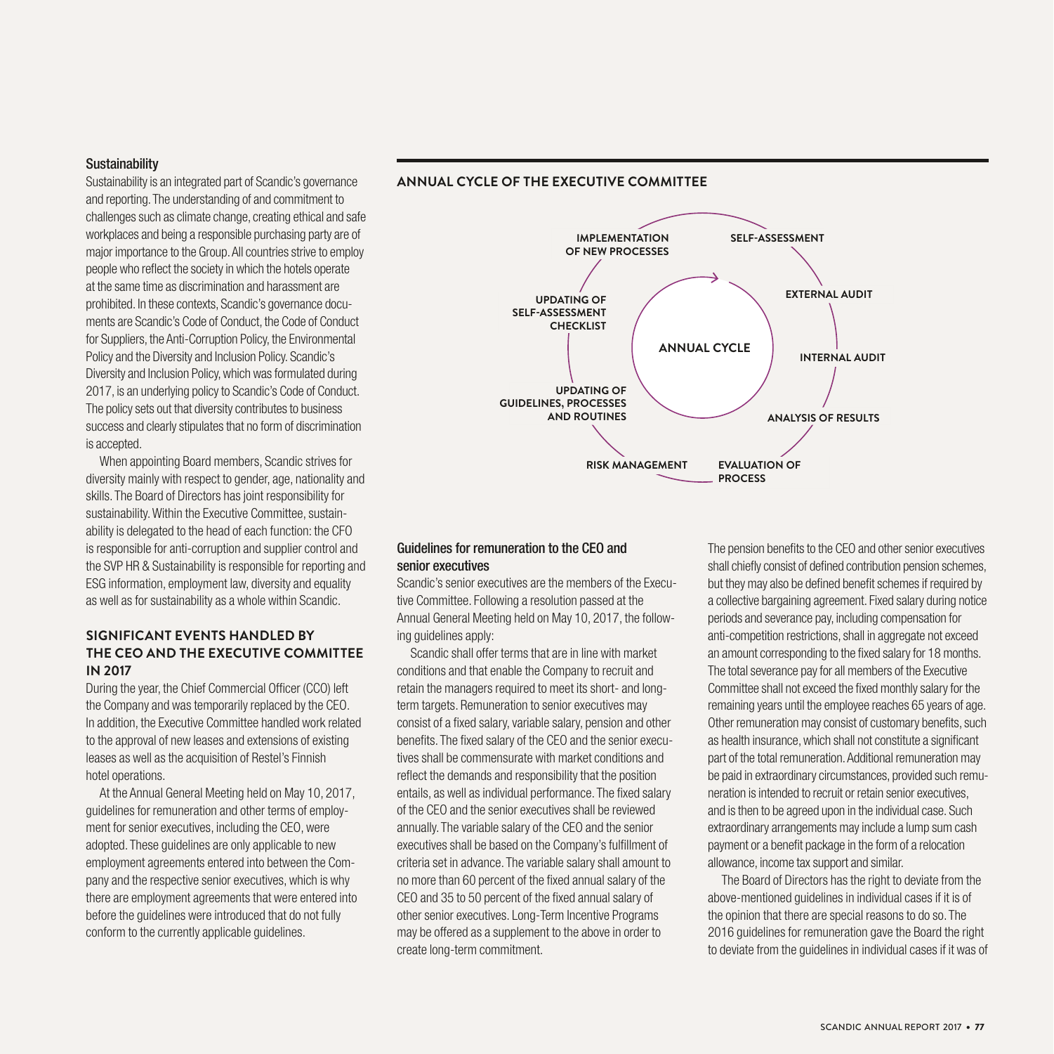### Sustainability

Sustainability is an integrated part of Scandic's governance and reporting. The understanding of and commitment to challenges such as climate change, creating ethical and safe workplaces and being a responsible purchasing party are of major importance to the Group. All countries strive to employ people who reflect the society in which the hotels operate at the same time as discrimination and harassment are prohibited. In these contexts, Scandic's governance documents are Scandic's Code of Conduct, the Code of Conduct for Suppliers, the Anti-Corruption Policy, the Environmental Policy and the Diversity and Inclusion Policy. Scandic's Diversity and Inclusion Policy, which was formulated during 2017, is an underlying policy to Scandic's Code of Conduct. The policy sets out that diversity contributes to business success and clearly stipulates that no form of discrimination is accepted.

When appointing Board members, Scandic strives for diversity mainly with respect to gender, age, nationality and skills. The Board of Directors has joint responsibility for sustainability. Within the Executive Committee, sustainability is delegated to the head of each function: the CFO is responsible for anti-corruption and supplier control and the SVP HR & Sustainability is responsible for reporting and ESG information, employment law, diversity and equality as well as for sustainability as a whole within Scandic.

## SIGNIFICANT EVENTS HANDLED BY THE CEO AND THE EXECUTIVE COMMITTEE IN 2017

During the year, the Chief Commercial Officer (CCO) left the Company and was temporarily replaced by the CEO. In addition, the Executive Committee handled work related to the approval of new leases and extensions of existing leases as well as the acquisition of Restel's Finnish hotel operations.

At the Annual General Meeting held on May 10, 2017, guidelines for remuneration and other terms of employment for senior executives, including the CEO, were adopted. These guidelines are only applicable to new employment agreements entered into between the Company and the respective senior executives, which is why there are employment agreements that were entered into before the guidelines were introduced that do not fully conform to the currently applicable guidelines.

## ANNUAL CYCLE OF THE EXECUTIVE COMMITTEE

ANNUAL CYCLE

- SELF-ASSESSMENT
- EXTERNAL AUDIT
- INTERNAL AUDIT
- ANALYSIS OF RESULTS
- EVALUATION OF PROCESS
- RISK MANAGEMENT
- UPDATING OF GUIDELINES, PROCESSES AND ROUTINES
- UPDATING OF SELF-ASSESSMENT CHECKLIST
- IMPLEMENTATION OF NEW PROCESSES

### Guidelines for remuneration to the CEO and senior executives

Scandic's senior executives are the members of the Executive Committee. Following a resolution passed at the Annual General Meeting held on May 10, 2017, the following guidelines apply:

Scandic shall offer terms that are in line with market conditions and that enable the Company to recruit and retain the managers required to meet its short- and long-term targets. Remuneration to senior executives may consist of a fixed salary, variable salary, pension and other benefits. The fixed salary of the CEO and the senior executives shall be commensurate with market conditions and reflect the demands and responsibility that the position entails, as well as individual performance. The fixed salary of the CEO and the senior executives shall be reviewed annually. The variable salary of the CEO and the senior executives shall be based on the Company's fulfillment of criteria set in advance. The variable salary shall amount to no more than 60 percent of the fixed annual salary of the CEO and 35 to 50 percent of the fixed annual salary of other senior executives. Long-Term Incentive Programs may be offered as a supplement to the above in order to create long-term commitment.

The pension benefits to the CEO and other senior executives shall chiefly consist of defined contribution pension schemes, but they may also be defined benefit schemes if required by a collective bargaining agreement. Fixed salary during notice periods and severance pay, including compensation for anti-competition restrictions, shall in aggregate not exceed an amount corresponding to the fixed salary for 18 months. The total severance pay for all members of the Executive Committee shall not exceed the fixed monthly salary for the remaining years until the employee reaches 65 years of age. Other remuneration may consist of customary benefits, such as health insurance, which shall not constitute a significant part of the total remuneration. Additional remuneration may be paid in extraordinary circumstances, provided such remuneration is intended to recruit or retain senior executives, and is then to be agreed upon in the individual case. Such extraordinary arrangements may include a lump sum cash payment or a benefit package in the form of a relocation allowance, income tax support and similar.

The Board of Directors has the right to deviate from the above-mentioned guidelines in individual cases if it is of the opinion that there are special reasons to do so. The 2016 guidelines for remuneration gave the Board the right to deviate from the guidelines in individual cases if it was of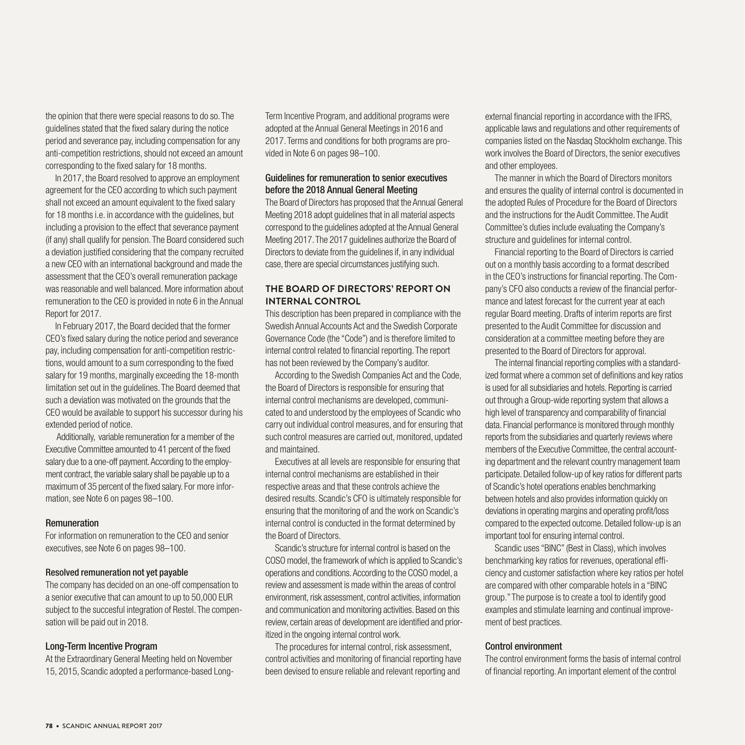the opinion that there were special reasons to do so. The guidelines stated that the fixed salary during the notice period and severance pay, including compensation for any anti-competition restrictions, should not exceed an amount corresponding to the fixed salary for 18 months.

In 2017, the Board resolved to approve an employment agreement for the CEO according to which such payment shall not exceed an amount equivalent to the fixed salary for 18 months i.e. in accordance with the guidelines, but including a provision to the effect that severance payment (if any) shall qualify for pension. The Board considered such a deviation justified considering that the company recruited a new CEO with an international background and made the assessment that the CEO's overall remuneration package was reasonable and well balanced. More information about remuneration to the CEO is provided in note 6 in the Annual Report for 2017.

In February 2017, the Board decided that the former CEO's fixed salary during the notice period and severance pay, including compensation for anti-competition restrictions, would amount to a sum corresponding to the fixed salary for 19 months, marginally exceeding the 18-month limitation set out in the guidelines. The Board deemed that such a deviation was motivated on the grounds that the CEO would be available to support his successor during his extended period of notice.

Additionally, variable remuneration for a member of the Executive Committee amounted to 41 percent of the fixed salary due to a one-off payment. According to the employment contract, the variable salary shall be payable up to a maximum of 35 percent of the fixed salary. For more information, see Note 6 on pages 98–100.

### Remuneration

For information on remuneration to the CEO and senior executives, see Note 6 on pages 98–100.

### Resolved remuneration not yet payable

The company has decided on an one-off compensation to a senior executive that can amount to up to 50,000 EUR subject to the succesful integration of Restel. The compensation will be paid out in 2018.

### Long-Term Incentive Program

At the Extraordinary General Meeting held on November 15, 2015, Scandic adopted a performance-based Long-Term Incentive Program, and additional programs were adopted at the Annual General Meetings in 2016 and 2017. Terms and conditions for both programs are provided in Note 6 on pages 98–100.

### Guidelines for remuneration to senior executives before the 2018 Annual General Meeting

The Board of Directors has proposed that the Annual General Meeting 2018 adopt guidelines that in all material aspects correspond to the guidelines adopted at the Annual General Meeting 2017. The 2017 guidelines authorize the Board of Directors to deviate from the guidelines if, in any individual case, there are special circumstances justifying such.

## THE BOARD OF DIRECTORS' REPORT ON INTERNAL CONTROL

This description has been prepared in compliance with the Swedish Annual Accounts Act and the Swedish Corporate Governance Code (the "Code") and is therefore limited to internal control related to financial reporting. The report has not been reviewed by the Company's auditor.

According to the Swedish Companies Act and the Code, the Board of Directors is responsible for ensuring that internal control mechanisms are developed, communicated to and understood by the employees of Scandic who carry out individual control measures, and for ensuring that such control measures are carried out, monitored, updated and maintained.

Executives at all levels are responsible for ensuring that internal control mechanisms are established in their respective areas and that these controls achieve the desired results. Scandic's CFO is ultimately responsible for ensuring that the monitoring of and the work on Scandic's internal control is conducted in the format determined by the Board of Directors.

Scandic's structure for internal control is based on the COSO model, the framework of which is applied to Scandic's operations and conditions. According to the COSO model, a review and assessment is made within the areas of control environment, risk assessment, control activities, information and communication and monitoring activities. Based on this review, certain areas of development are identified and prioritized in the ongoing internal control work.

The procedures for internal control, risk assessment, control activities and monitoring of financial reporting have been devised to ensure reliable and relevant reporting and external financial reporting in accordance with the IFRS, applicable laws and regulations and other requirements of companies listed on the Nasdaq Stockholm exchange. This work involves the Board of Directors, the senior executives and other employees.

The manner in which the Board of Directors monitors and ensures the quality of internal control is documented in the adopted Rules of Procedure for the Board of Directors and the instructions for the Audit Committee. The Audit Committee's duties include evaluating the Company's structure and guidelines for internal control.

Financial reporting to the Board of Directors is carried out on a monthly basis according to a format described in the CEO's instructions for financial reporting. The Company's CFO also conducts a review of the financial performance and latest forecast for the current year at each regular Board meeting. Drafts of interim reports are first presented to the Audit Committee for discussion and consideration at a committee meeting before they are presented to the Board of Directors for approval.

The internal financial reporting complies with a standardized format where a common set of definitions and key ratios is used for all subsidiaries and hotels. Reporting is carried out through a Group-wide reporting system that allows a high level of transparency and comparability of financial data. Financial performance is monitored through monthly reports from the subsidiaries and quarterly reviews where members of the Executive Committee, the central accounting department and the relevant country management team participate. Detailed follow-up of key ratios for different parts of Scandic's hotel operations enables benchmarking between hotels and also provides information quickly on deviations in operating margins and operating profit/loss compared to the expected outcome. Detailed follow-up is an important tool for ensuring internal control.

Scandic uses "BINC" (Best in Class), which involves benchmarking key ratios for revenues, operational efficiency and customer satisfaction where key ratios per hotel are compared with other comparable hotels in a "BINC group." The purpose is to create a tool to identify good examples and stimulate learning and continual improvement of best practices.

### Control environment

The control environment forms the basis of internal control of financial reporting. An important element of the control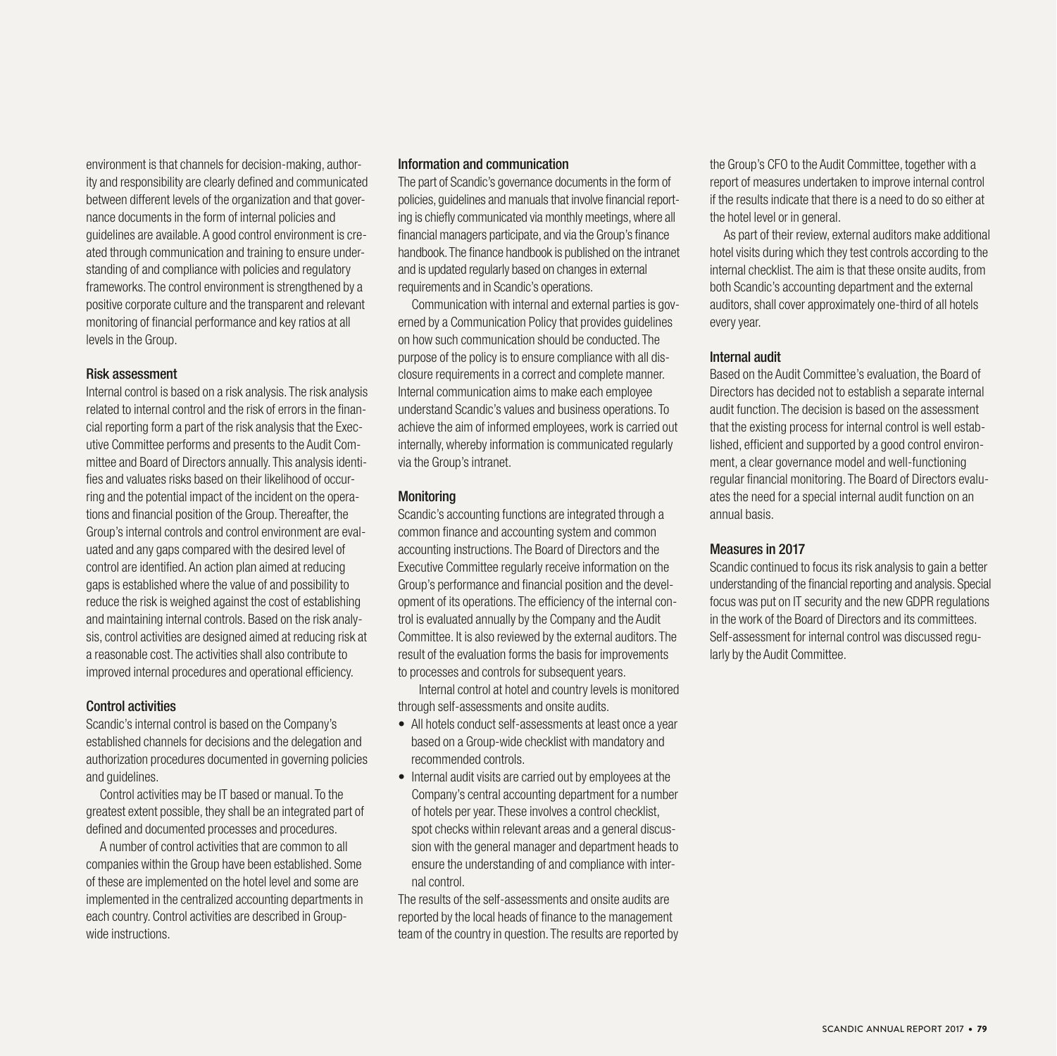environment is that channels for decision-making, authority and responsibility are clearly defined and communicated between different levels of the organization and that governance documents in the form of internal policies and guidelines are available. A good control environment is created through communication and training to ensure understanding of and compliance with policies and regulatory frameworks. The control environment is strengthened by a positive corporate culture and the transparent and relevant monitoring of financial performance and key ratios at all levels in the Group.

#### Risk assessment

Internal control is based on a risk analysis. The risk analysis related to internal control and the risk of errors in the financial reporting form a part of the risk analysis that the Executive Committee performs and presents to the Audit Committee and Board of Directors annually. This analysis identifies and valuates risks based on their likelihood of occurring and the potential impact of the incident on the operations and financial position of the Group. Thereafter, the Group's internal controls and control environment are evaluated and any gaps compared with the desired level of control are identified. An action plan aimed at reducing gaps is established where the value of and possibility to reduce the risk is weighed against the cost of establishing and maintaining internal controls. Based on the risk analysis, control activities are designed aimed at reducing risk at a reasonable cost. The activities shall also contribute to improved internal procedures and operational efficiency.

#### Control activities

Scandic's internal control is based on the Company's established channels for decisions and the delegation and authorization procedures documented in governing policies and guidelines.

Control activities may be IT based or manual. To the greatest extent possible, they shall be an integrated part of defined and documented processes and procedures.

A number of control activities that are common to all companies within the Group have been established. Some of these are implemented on the hotel level and some are implemented in the centralized accounting departments in each country. Control activities are described in Group-wide instructions.

#### Information and communication

The part of Scandic's governance documents in the form of policies, guidelines and manuals that involve financial reporting is chiefly communicated via monthly meetings, where all financial managers participate, and via the Group's finance handbook. The finance handbook is published on the intranet and is updated regularly based on changes in external requirements and in Scandic's operations.

Communication with internal and external parties is governed by a Communication Policy that provides guidelines on how such communication should be conducted. The purpose of the policy is to ensure compliance with all disclosure requirements in a correct and complete manner. Internal communication aims to make each employee understand Scandic's values and business operations. To achieve the aim of informed employees, work is carried out internally, whereby information is communicated regularly via the Group's intranet.

#### Monitoring

Scandic's accounting functions are integrated through a common finance and accounting system and common accounting instructions. The Board of Directors and the Executive Committee regularly receive information on the Group's performance and financial position and the development of its operations. The efficiency of the internal control is evaluated annually by the Company and the Audit Committee. It is also reviewed by the external auditors. The result of the evaluation forms the basis for improvements to processes and controls for subsequent years.

Internal control at hotel and country levels is monitored through self-assessments and onsite audits.

- All hotels conduct self-assessments at least once a year based on a Group-wide checklist with mandatory and recommended controls.
- Internal audit visits are carried out by employees at the Company's central accounting department for a number of hotels per year. These involves a control checklist, spot checks within relevant areas and a general discussion with the general manager and department heads to ensure the understanding of and compliance with internal control.

The results of the self-assessments and onsite audits are reported by the local heads of finance to the management team of the country in question. The results are reported by the Group's CFO to the Audit Committee, together with a report of measures undertaken to improve internal control if the results indicate that there is a need to do so either at the hotel level or in general.

As part of their review, external auditors make additional hotel visits during which they test controls according to the internal checklist. The aim is that these onsite audits, from both Scandic's accounting department and the external auditors, shall cover approximately one-third of all hotels every year.

#### Internal audit

Based on the Audit Committee's evaluation, the Board of Directors has decided not to establish a separate internal audit function. The decision is based on the assessment that the existing process for internal control is well established, efficient and supported by a good control environment, a clear governance model and well-functioning regular financial monitoring. The Board of Directors evaluates the need for a special internal audit function on an annual basis.

#### Measures in 2017

Scandic continued to focus its risk analysis to gain a better understanding of the financial reporting and analysis. Special focus was put on IT security and the new GDPR regulations in the work of the Board of Directors and its committees. Self-assessment for internal control was discussed regularly by the Audit Committee.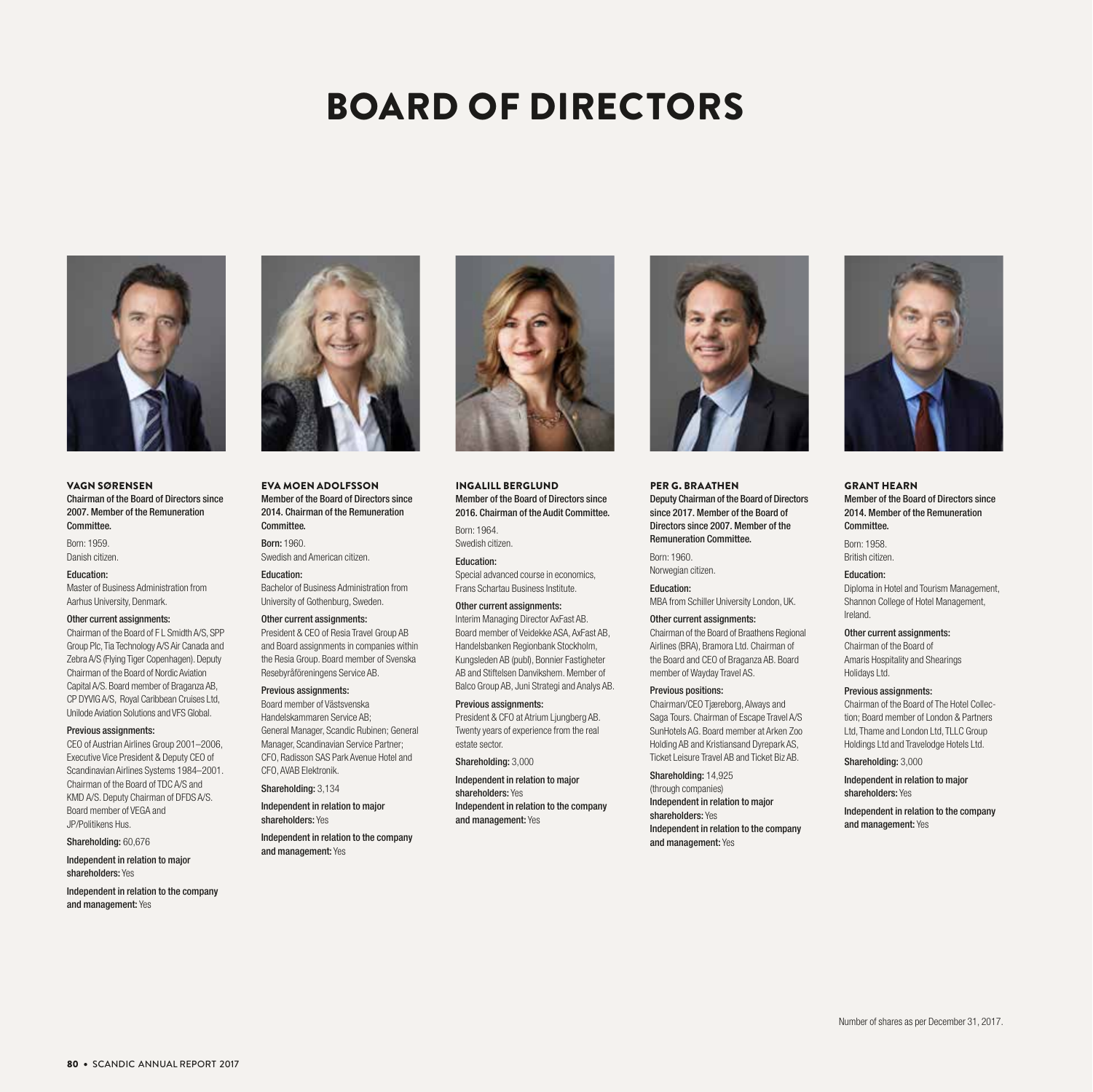# BOARD OF DIRECTORS

### VAGN SØRENSEN

**Chairman of the Board of Directors since 2007. Member of the Remuneration Committee.**

Born: 1959.
Danish citizen.

**Education:**
Master of Business Administration from Aarhus University, Denmark.

**Other current assignments:**
Chairman of the Board of F L Smidth A/S, SPP Group Plc, Tia Technology A/S Air Canada and Zebra A/S (Flying Tiger Copenhagen). Deputy Chairman of the Board of Nordic Aviation Capital A/S. Board member of Braganza AB, CP DYVIG A/S, Royal Caribbean Cruises Ltd, Unilode Aviation Solutions and VFS Global.

**Previous assignments:**
CEO of Austrian Airlines Group 2001–2006, Executive Vice President & Deputy CEO of Scandinavian Airlines Systems 1984–2001. Chairman of the Board of TDC A/S and KMD A/S. Deputy Chairman of DFDS A/S. Board member of VEGA and JP/Politikens Hus.

**Shareholding:** 60,676

**Independent in relation to major shareholders:** Yes

**Independent in relation to the company and management:** Yes

### EVA MOEN ADOLFSSON

**Member of the Board of Directors since 2014. Chairman of the Remuneration Committee.**

**Born:** 1960.
Swedish and American citizen.

**Education:**
Bachelor of Business Administration from University of Gothenburg, Sweden.

**Other current assignments:**
President & CEO of Resia Travel Group AB and Board assignments in companies within the Resia Group. Board member of Svenska Resebyråföreningens Service AB.

**Previous assignments:**
Board member of Västsvenska Handelskammaren Service AB; General Manager, Scandic Rubinen; General Manager, Scandinavian Service Partner; CFO, Radisson SAS Park Avenue Hotel and CFO, AVAB Elektronik.

**Shareholding:** 3,134

**Independent in relation to major shareholders:** Yes

**Independent in relation to the company and management:** Yes

### INGALILL BERGLUND

**Member of the Board of Directors since 2016. Chairman of the Audit Committee.**

Born: 1964.
Swedish citizen.

**Education:**
Special advanced course in economics, Frans Schartau Business Institute.

**Other current assignments:**
Interim Managing Director AxFast AB. Board member of Veidekke ASA, AxFast AB, Handelsbanken Regionbank Stockholm, Kungsleden AB (publ), Bonnier Fastigheter AB and Stiftelsen Danvikshem. Member of Balco Group AB, Juni Strategi and Analys AB.

**Previous assignments:**
President & CFO at Atrium Ljungberg AB. Twenty years of experience from the real estate sector.

**Shareholding:** 3,000

**Independent in relation to major shareholders:** Yes

**Independent in relation to the company and management:** Yes

### PER G. BRAATHEN

**Deputy Chairman of the Board of Directors since 2017. Member of the Board of Directors since 2007. Member of the Remuneration Committee.**

Born: 1960.
Norwegian citizen.

**Education:**
MBA from Schiller University London, UK.

**Other current assignments:**
Chairman of the Board of Braathens Regional Airlines (BRA), Bramora Ltd. Chairman of the Board and CEO of Braganza AB. Board member of Wayday Travel AS.

**Previous positions:**
Chairman/CEO Tjæreborg, Always and Saga Tours. Chairman of Escape Travel A/S SunHotels AG. Board member at Arken Zoo Holding AB and Kristiansand Dyrepark AS, Ticket Leisure Travel AB and Ticket Biz AB.

**Shareholding:** 14,925 (through companies)

**Independent in relation to major shareholders:** Yes

**Independent in relation to the company and management:** Yes

### GRANT HEARN

**Member of the Board of Directors since 2014. Member of the Remuneration Committee.**

Born: 1958.
British citizen.

**Education:**
Diploma in Hotel and Tourism Management, Shannon College of Hotel Management, Ireland.

**Other current assignments:**
Chairman of the Board of Amaris Hospitality and Shearings Holidays Ltd.

**Previous assignments:**
Chairman of the Board of The Hotel Collection; Board member of London & Partners Ltd, Thame and London Ltd, TLLC Group Holdings Ltd and Travelodge Hotels Ltd.

**Shareholding:** 3,000

**Independent in relation to major shareholders:** Yes

**Independent in relation to the company and management:** Yes

Number of shares as per December 31, 2017.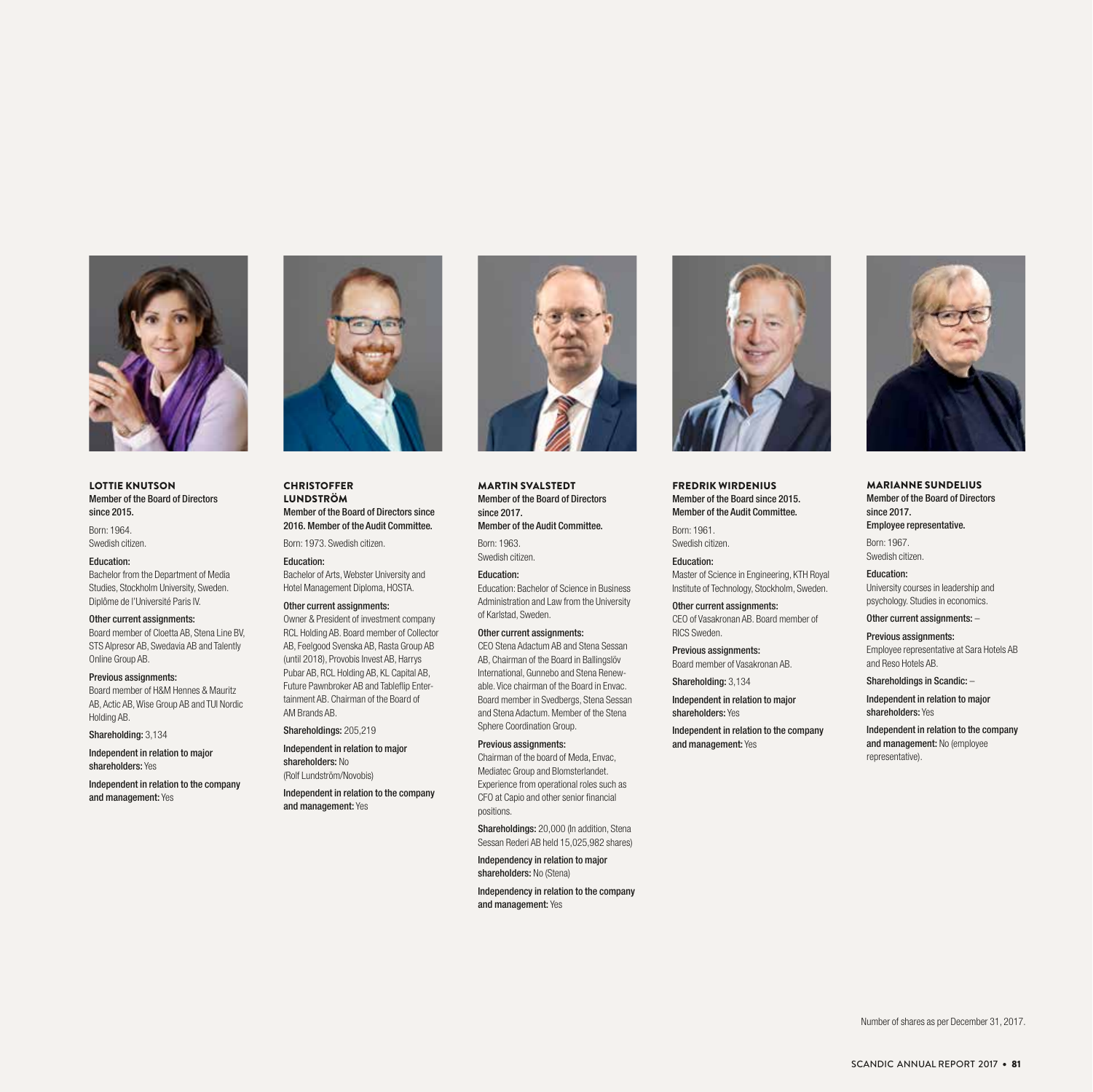### LOTTIE KNUTSON

**Member of the Board of Directors since 2015.**

Born: 1964.
Swedish citizen.

**Education:**
Bachelor from the Department of Media Studies, Stockholm University, Sweden. Diplôme de l'Université Paris IV.

**Other current assignments:**
Board member of Cloetta AB, Stena Line BV, STS Alpresor AB, Swedavia AB and Talently Online Group AB.

**Previous assignments:**
Board member of H&M Hennes & Mauritz AB, Actic AB, Wise Group AB and TUI Nordic Holding AB.

**Shareholding:** 3,134

**Independent in relation to major shareholders:** Yes

**Independent in relation to the company and management:** Yes

### CHRISTOFFER LUNDSTRÖM

**Member of the Board of Directors since 2016. Member of the Audit Committee.**

Born: 1973. Swedish citizen.

**Education:**
Bachelor of Arts, Webster University and Hotel Management Diploma, HOSTA.

**Other current assignments:**
Owner & President of investment company RCL Holding AB. Board member of Collector AB, Feelgood Svenska AB, Rasta Group AB (until 2018), Provobis Invest AB, Harrys Pubar AB, RCL Holding AB, KL Capital AB, Future Pawnbroker AB and Tableflip Entertainment AB. Chairman of the Board of AM Brands AB.

**Shareholdings:** 205,219

**Independent in relation to major shareholders:** No (Rolf Lundström/Novobis)

**Independent in relation to the company and management:** Yes

### MARTIN SVALSTEDT

**Member of the Board of Directors since 2017.**
**Member of the Audit Committee.**

Born: 1963.
Swedish citizen.

**Education:**
Education: Bachelor of Science in Business Administration and Law from the University of Karlstad, Sweden.

**Other current assignments:**
CEO Stena Adactum AB and Stena Sessan AB, Chairman of the Board in Ballingslöv International, Gunnebo and Stena Renewable. Vice chairman of the Board in Envac. Board member in Svedbergs, Stena Sessan and Stena Adactum. Member of the Stena Sphere Coordination Group.

**Previous assignments:**
Chairman of the board of Meda, Envac, Mediatec Group and Blomsterlandet. Experience from operational roles such as CFO at Capio and other senior financial positions.

**Shareholdings:** 20,000 (In addition, Stena Sessan Rederi AB held 15,025,982 shares)

**Independency in relation to major shareholders:** No (Stena)

**Independency in relation to the company and management:** Yes

### FREDRIK WIRDENIUS

**Member of the Board since 2015. Member of the Audit Committee.**

Born: 1961.
Swedish citizen.

**Education:**
Master of Science in Engineering, KTH Royal Institute of Technology, Stockholm, Sweden.

**Other current assignments:**
CEO of Vasakronan AB. Board member of RICS Sweden.

**Previous assignments:**
Board member of Vasakronan AB.

**Shareholding:** 3,134

**Independent in relation to major shareholders:** Yes

**Independent in relation to the company and management:** Yes

### MARIANNE SUNDELIUS

**Member of the Board of Directors since 2017.**
**Employee representative.**

Born: 1967.
Swedish citizen.

**Education:**
University courses in leadership and psychology. Studies in economics.

**Other current assignments:** –

**Previous assignments:**
Employee representative at Sara Hotels AB and Reso Hotels AB.

**Shareholdings in Scandic:** –

**Independent in relation to major shareholders:** Yes

**Independent in relation to the company and management:** No (employee representative).

Number of shares as per December 31, 2017.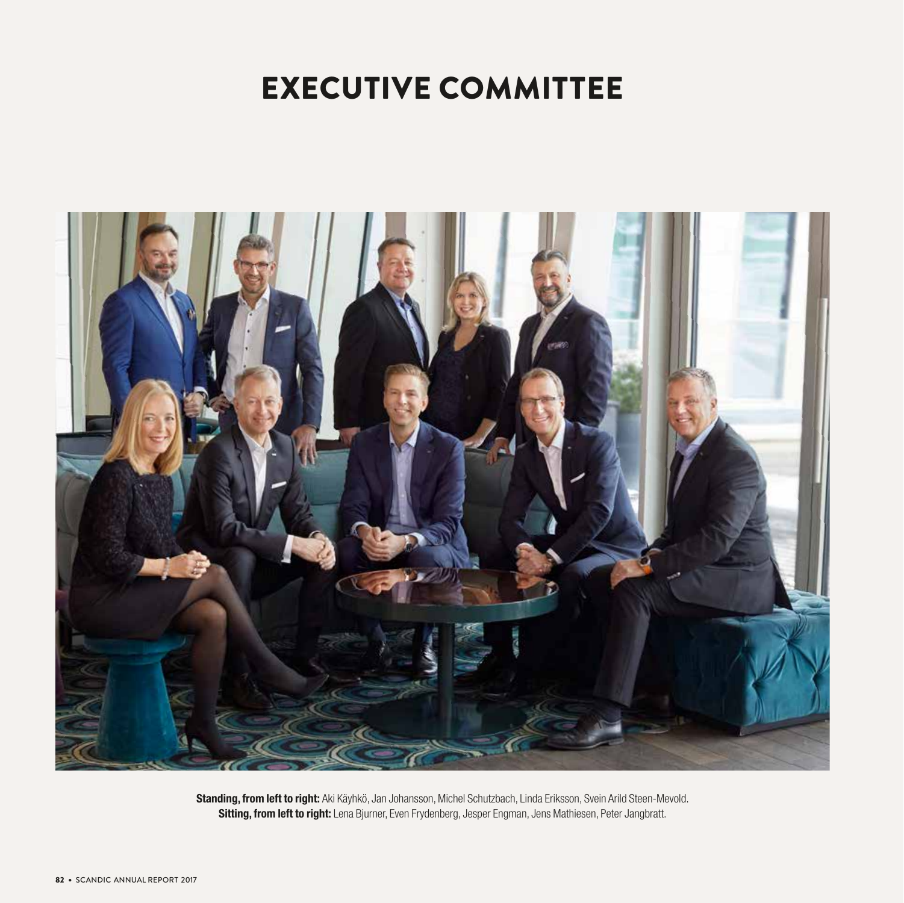# EXECUTIVE COMMITTEE

**Standing, from left to right:** Aki Käyhkö, Jan Johansson, Michel Schutzbach, Linda Eriksson, Svein Arild Steen-Mevold.
**Sitting, from left to right:** Lena Bjurner, Even Frydenberg, Jesper Engman, Jens Mathiesen, Peter Jangbratt.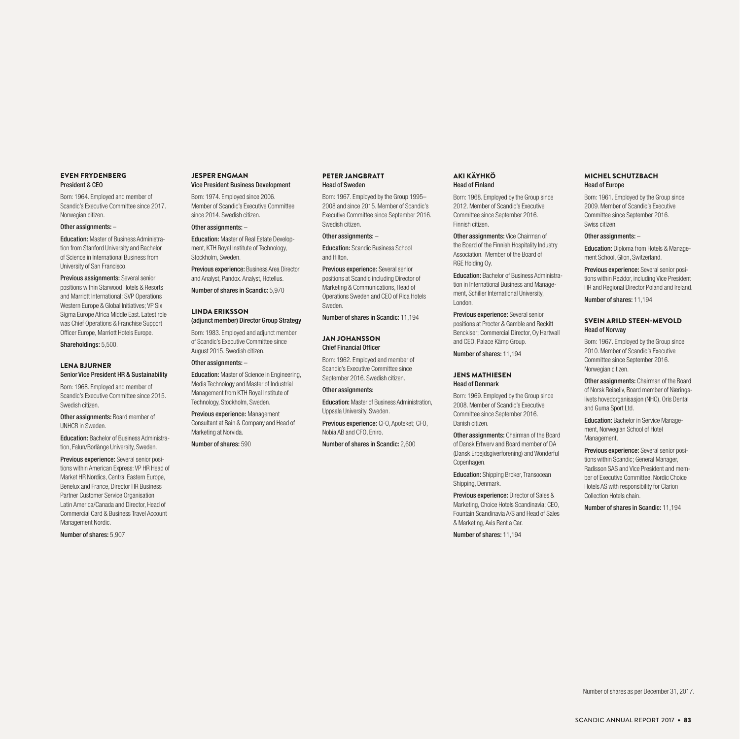### EVEN FRYDENBERG
**President & CEO**

Born: 1964. Employed and member of Scandic's Executive Committee since 2017. Norwegian citizen.

**Other assignments:** –

**Education:** Master of Business Administration from Stanford University and Bachelor of Science in International Business from University of San Francisco.

**Previous assignments:** Several senior positions within Starwood Hotels & Resorts and Marriott International; SVP Operations Western Europe & Global Initiatives; VP Six Sigma Europe Africa Middle East. Latest role was Chief Operations & Franchise Support Officer Europe, Marriott Hotels Europe.

**Shareholdings:** 5,500.

### LENA BJURNER
**Senior Vice President HR & Sustainability**

Born: 1968. Employed and member of Scandic's Executive Committee since 2015. Swedish citizen.

**Other assignments:** Board member of UNHCR in Sweden.

**Education:** Bachelor of Business Administration, Falun/Borlänge University, Sweden.

**Previous experience:** Several senior positions within American Express: VP HR Head of Market HR Nordics, Central Eastern Europe, Benelux and France, Director HR Business Partner Customer Service Organisation Latin America/Canada and Director, Head of Commercial Card & Business Travel Account Management Nordic.

**Number of shares:** 5,907

### JESPER ENGMAN
**Vice President Business Development**

Born: 1974. Employed since 2006. Member of Scandic's Executive Committee since 2014. Swedish citizen.

**Other assignments:** –

**Education:** Master of Real Estate Development, KTH Royal Institute of Technology, Stockholm, Sweden.

**Previous experience:** Business Area Director and Analyst, Pandox. Analyst, Hotellus.

**Number of shares in Scandic:** 5,970

### LINDA ERIKSSON
**(adjunct member) Director Group Strategy**

Born: 1983. Employed and adjunct member of Scandic's Executive Committee since August 2015. Swedish citizen.

**Other assignments:** –

**Education:** Master of Science in Engineering, Media Technology and Master of Industrial Management from KTH Royal Institute of Technology, Stockholm, Sweden.

**Previous experience:** Management Consultant at Bain & Company and Head of Marketing at Norvida.

**Number of shares:** 590

### PETER JANGBRATT
**Head of Sweden**

Born: 1967. Employed by the Group 1995–2008 and since 2015. Member of Scandic's Executive Committee since September 2016. Swedish citizen.

**Other assignments:** –

**Education:** Scandic Business School and Hilton.

**Previous experience:** Several senior positions at Scandic including Director of Marketing & Communications, Head of Operations Sweden and CEO of Rica Hotels Sweden.

**Number of shares in Scandic:** 11,194

### JAN JOHANSSON
**Chief Financial Officer**

Born: 1962. Employed and member of Scandic's Executive Committee since September 2016. Swedish citizen.

**Other assignments:**

**Education:** Master of Business Administration, Uppsala University, Sweden.

**Previous experience:** CFO, Apoteket; CFO, Nobia AB and CFO, Eniro.

**Number of shares in Scandic:** 2,600

### AKI KÄYHKÖ
**Head of Finland**

Born: 1968. Employed by the Group since 2012. Member of Scandic's Executive Committee since September 2016. Finnish citizen.

**Other assignments:** Vice Chairman of the Board of the Finnish Hospitality Industry Association. Member of the Board of RGE Holding Oy.

**Education:** Bachelor of Business Administration in International Business and Management, Schiller International University, London.

**Previous experience:** Several senior positions at Procter & Gamble and Reckitt Benckiser; Commercial Director, Oy Hartwall and CEO, Palace Kämp Group.

**Number of shares:** 11,194

### JENS MATHIESEN
**Head of Denmark**

Born: 1969. Employed by the Group since 2008. Member of Scandic's Executive Committee since September 2016. Danish citizen.

**Other assignments:** Chairman of the Board of Dansk Erhverv and Board member of DA (Dansk Erbejdsgiverforening) and Wonderful Copenhagen.

**Education:** Shipping Broker, Transocean Shipping, Denmark.

**Previous experience:** Director of Sales & Marketing, Choice Hotels Scandinavia; CEO, Fountain Scandinavia A/S and Head of Sales & Marketing, Avis Rent a Car.

**Number of shares:** 11,194

### MICHEL SCHUTZBACH
**Head of Europe**

Born: 1961. Employed by the Group since 2009. Member of Scandic's Executive Committee since September 2016. Swiss citizen.

**Other assignments:** –

**Education:** Diploma from Hotels & Management School, Glion, Switzerland.

**Previous experience:** Several senior positions within Rezidor, including Vice President HR and Regional Director Poland and Ireland.

**Number of shares:** 11,194

### SVEIN ARILD STEEN-MEVOLD
**Head of Norway**

Born: 1967. Employed by the Group since 2010. Member of Scandic's Executive Committee since September 2016. Norwegian citizen.

**Other assignments:** Chairman of the Board of Norsk Reiseliv, Board member of Næringslivets hovedorganisasjon (NHO), Oris Dental and Guma Sport Ltd.

**Education:** Bachelor in Service Management, Norwegian School of Hotel Management.

**Previous experience:** Several senior positions within Scandic; General Manager, Radisson SAS and Vice President and member of Executive Committee, Nordic Choice Hotels AS with responsibility for Clarion Collection Hotels chain.

**Number of shares in Scandic:** 11,194

Number of shares as per December 31, 2017.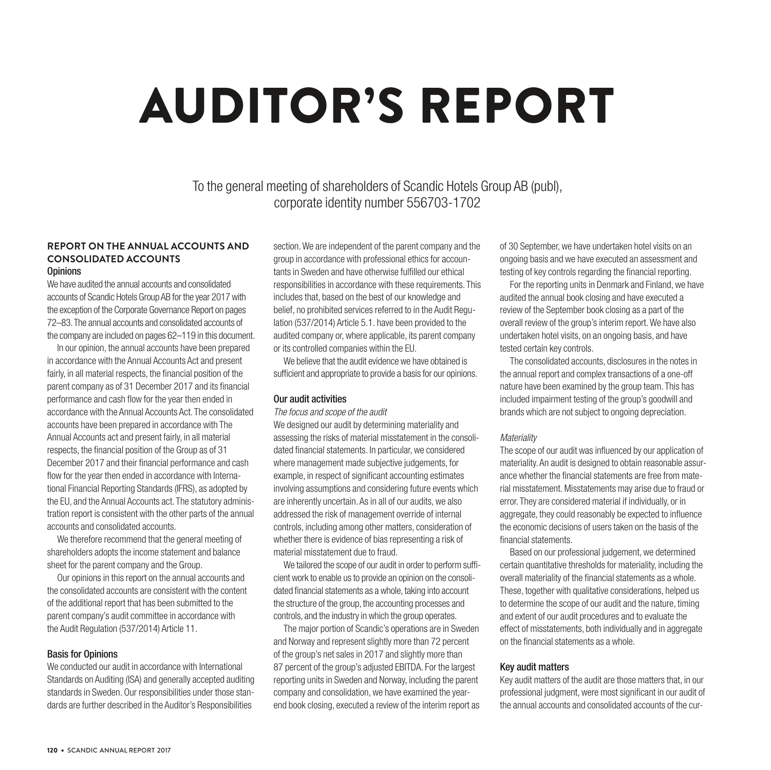# AUDITOR'S REPORT

To the general meeting of shareholders of Scandic Hotels Group AB (publ), corporate identity number 556703-1702

## REPORT ON THE ANNUAL ACCOUNTS AND CONSOLIDATED ACCOUNTS

### Opinions

We have audited the annual accounts and consolidated accounts of Scandic Hotels Group AB for the year 2017 with the exception of the Corporate Governance Report on pages 72–83. The annual accounts and consolidated accounts of the company are included on pages 62–119 in this document.

In our opinion, the annual accounts have been prepared in accordance with the Annual Accounts Act and present fairly, in all material respects, the financial position of the parent company as of 31 December 2017 and its financial performance and cash flow for the year then ended in accordance with the Annual Accounts Act. The consolidated accounts have been prepared in accordance with The Annual Accounts act and present fairly, in all material respects, the financial position of the Group as of 31 December 2017 and their financial performance and cash flow for the year then ended in accordance with International Financial Reporting Standards (IFRS), as adopted by the EU, and the Annual Accounts act. The statutory administration report is consistent with the other parts of the annual accounts and consolidated accounts.

We therefore recommend that the general meeting of shareholders adopts the income statement and balance sheet for the parent company and the Group.

Our opinions in this report on the annual accounts and the consolidated accounts are consistent with the content of the additional report that has been submitted to the parent company's audit committee in accordance with the Audit Regulation (537/2014) Article 11.

### Basis for Opinions

We conducted our audit in accordance with International Standards on Auditing (ISA) and generally accepted auditing standards in Sweden. Our responsibilities under those standards are further described in the Auditor's Responsibilities section. We are independent of the parent company and the group in accordance with professional ethics for accountants in Sweden and have otherwise fulfilled our ethical responsibilities in accordance with these requirements. This includes that, based on the best of our knowledge and belief, no prohibited services referred to in the Audit Regulation (537/2014) Article 5.1. have been provided to the audited company or, where applicable, its parent company or its controlled companies within the EU.

We believe that the audit evidence we have obtained is sufficient and appropriate to provide a basis for our opinions.

### Our audit activities

*The focus and scope of the audit*

We designed our audit by determining materiality and assessing the risks of material misstatement in the consolidated financial statements. In particular, we considered where management made subjective judgements, for example, in respect of significant accounting estimates involving assumptions and considering future events which are inherently uncertain. As in all of our audits, we also addressed the risk of management override of internal controls, including among other matters, consideration of whether there is evidence of bias representing a risk of material misstatement due to fraud.

We tailored the scope of our audit in order to perform sufficient work to enable us to provide an opinion on the consolidated financial statements as a whole, taking into account the structure of the group, the accounting processes and controls, and the industry in which the group operates.

The major portion of Scandic's operations are in Sweden and Norway and represent slightly more than 72 percent of the group's net sales in 2017 and slightly more than 87 percent of the group's adjusted EBITDA. For the largest reporting units in Sweden and Norway, including the parent company and consolidation, we have examined the year-end book closing, executed a review of the interim report as of 30 September, we have undertaken hotel visits on an ongoing basis and we have executed an assessment and testing of key controls regarding the financial reporting.

For the reporting units in Denmark and Finland, we have audited the annual book closing and have executed a review of the September book closing as a part of the overall review of the group's interim report. We have also undertaken hotel visits, on an ongoing basis, and have tested certain key controls.

The consolidated accounts, disclosures in the notes in the annual report and complex transactions of a one-off nature have been examined by the group team. This has included impairment testing of the group's goodwill and brands which are not subject to ongoing depreciation.

*Materiality*

The scope of our audit was influenced by our application of materiality. An audit is designed to obtain reasonable assurance whether the financial statements are free from material misstatement. Misstatements may arise due to fraud or error. They are considered material if individually, or in aggregate, they could reasonably be expected to influence the economic decisions of users taken on the basis of the financial statements.

Based on our professional judgement, we determined certain quantitative thresholds for materiality, including the overall materiality of the financial statements as a whole. These, together with qualitative considerations, helped us to determine the scope of our audit and the nature, timing and extent of our audit procedures and to evaluate the effect of misstatements, both individually and in aggregate on the financial statements as a whole.

### Key audit matters

Key audit matters of the audit are those matters that, in our professional judgment, were most significant in our audit of the annual accounts and consolidated accounts of the cur-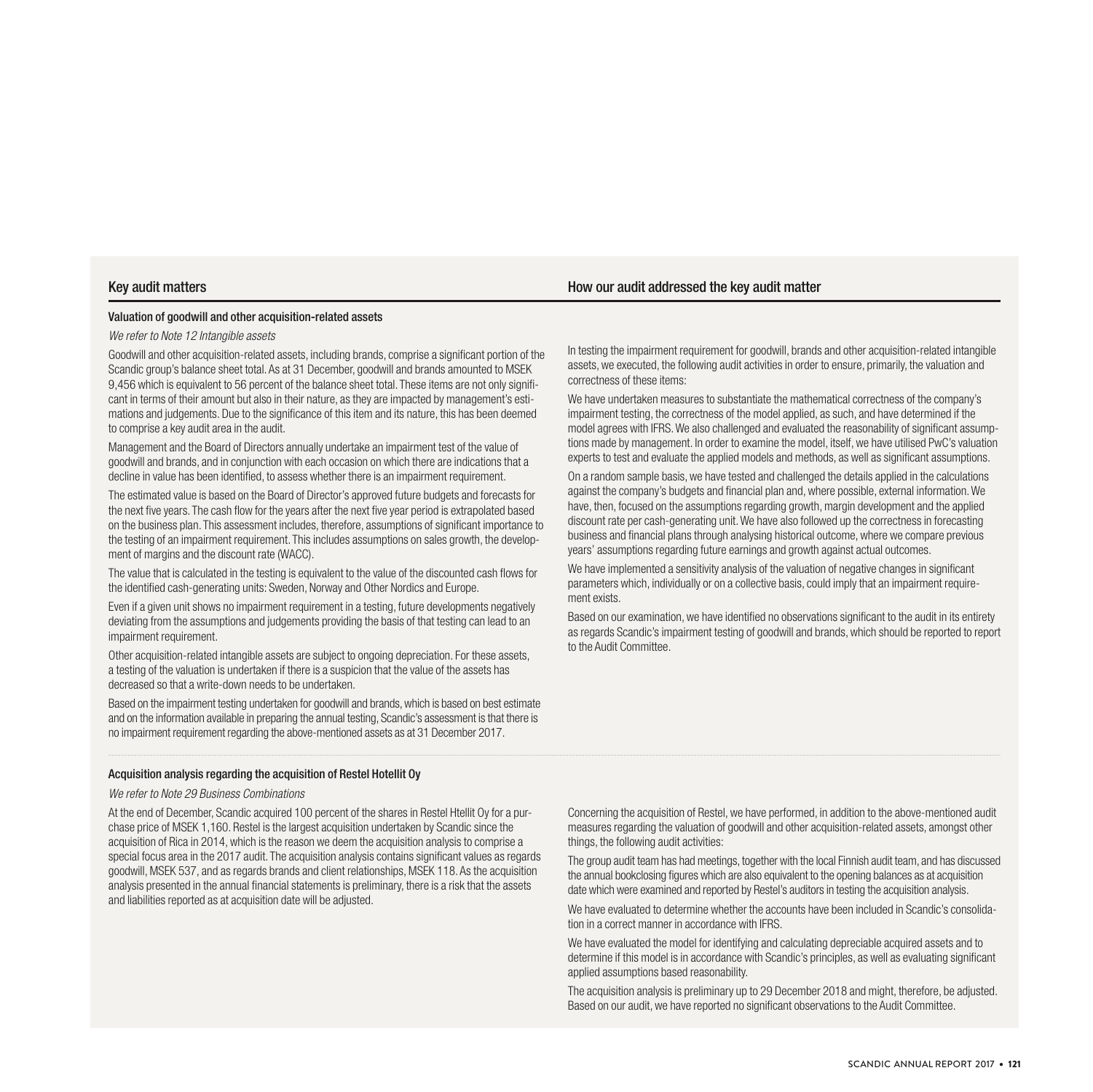| Key audit matters | How our audit addressed the key audit matter |
|---|---|
| **Valuation of goodwill and other acquisition-related assets**<br>*We refer to Note 12 Intangible assets*<br>Goodwill and other acquisition-related assets, including brands, comprise a significant portion of the Scandic group's balance sheet total. As at 31 December, goodwill and brands amounted to MSEK 9,456 which is equivalent to 56 percent of the balance sheet total. These items are not only significant in terms of their amount but also in their nature, as they are impacted by management's estimations and judgements. Due to the significance of this item and its nature, this has been deemed to comprise a key audit area in the audit.<br>Management and the Board of Directors annually undertake an impairment test of the value of goodwill and brands, and in conjunction with each occasion on which there are indications that a decline in value has been identified, to assess whether there is an impairment requirement.<br>The estimated value is based on the Board of Director's approved future budgets and forecasts for the next five years. The cash flow for the years after the next five year period is extrapolated based on the business plan. This assessment includes, therefore, assumptions of significant importance to the testing of an impairment requirement. This includes assumptions on sales growth, the development of margins and the discount rate (WACC).<br>The value that is calculated in the testing is equivalent to the value of the discounted cash flows for the identified cash-generating units: Sweden, Norway and Other Nordics and Europe.<br>Even if a given unit shows no impairment requirement in a testing, future developments negatively deviating from the assumptions and judgements providing the basis of that testing can lead to an impairment requirement.<br>Other acquisition-related intangible assets are subject to ongoing depreciation. For these assets, a testing of the valuation is undertaken if there is a suspicion that the value of the assets has decreased so that a write-down needs to be undertaken.<br>Based on the impairment testing undertaken for goodwill and brands, which is based on best estimate and on the information available in preparing the annual testing, Scandic's assessment is that there is no impairment requirement regarding the above-mentioned assets as at 31 December 2017. | In testing the impairment requirement for goodwill, brands and other acquisition-related intangible assets, we executed, the following audit activities in order to ensure, primarily, the valuation and correctness of these items:<br>We have undertaken measures to substantiate the mathematical correctness of the company's impairment testing, the correctness of the model applied, as such, and have determined if the model agrees with IFRS. We also challenged and evaluated the reasonability of significant assumptions made by management. In order to examine the model, itself, we have utilised PwC's valuation experts to test and evaluate the applied models and methods, as well as significant assumptions.<br>On a random sample basis, we have tested and challenged the details applied in the calculations against the company's budgets and financial plan and, where possible, external information. We have, then, focused on the assumptions regarding growth, margin development and the applied discount rate per cash-generating unit. We have also followed up the correctness in forecasting business and financial plans through analysing historical outcome, where we compare previous years' assumptions regarding future earnings and growth against actual outcomes.<br>We have implemented a sensitivity analysis of the valuation of negative changes in significant parameters which, individually or on a collective basis, could imply that an impairment requirement exists.<br>Based on our examination, we have identified no observations significant to the audit in its entirety as regards Scandic's impairment testing of goodwill and brands, which should be reported to report to the Audit Committee. |
| **Acquisition analysis regarding the acquisition of Restel Hotellit Oy**<br>*We refer to Note 29 Business Combinations*<br>At the end of December, Scandic acquired 100 percent of the shares in Restel Htellit Oy for a purchase price of MSEK 1,160. Restel is the largest acquisition undertaken by Scandic since the acquisition of Rica in 2014, which is the reason we deem the acquisition analysis to comprise a special focus area in the 2017 audit. The acquisition analysis contains significant values as regards goodwill, MSEK 537, and as regards brands and client relationships, MSEK 118. As the acquisition analysis presented in the annual financial statements is preliminary, there is a risk that the assets and liabilities reported as at acquisition date will be adjusted. | Concerning the acquisition of Restel, we have performed, in addition to the above-mentioned audit measures regarding the valuation of goodwill and other acquisition-related assets, amongst other things, the following audit activities:<br>The group audit team has had meetings, together with the local Finnish audit team, and has discussed the annual bookclosing figures which are also equivalent to the opening balances as at acquisition date which were examined and reported by Restel's auditors in testing the acquisition analysis.<br>We have evaluated to determine whether the accounts have been included in Scandic's consolidation in a correct manner in accordance with IFRS.<br>We have evaluated the model for identifying and calculating depreciable acquired assets and to determine if this model is in accordance with Scandic's principles, as well as evaluating significant applied assumptions based reasonability.<br>The acquisition analysis is preliminary up to 29 December 2018 and might, therefore, be adjusted. Based on our audit, we have reported no significant observations to the Audit Committee. |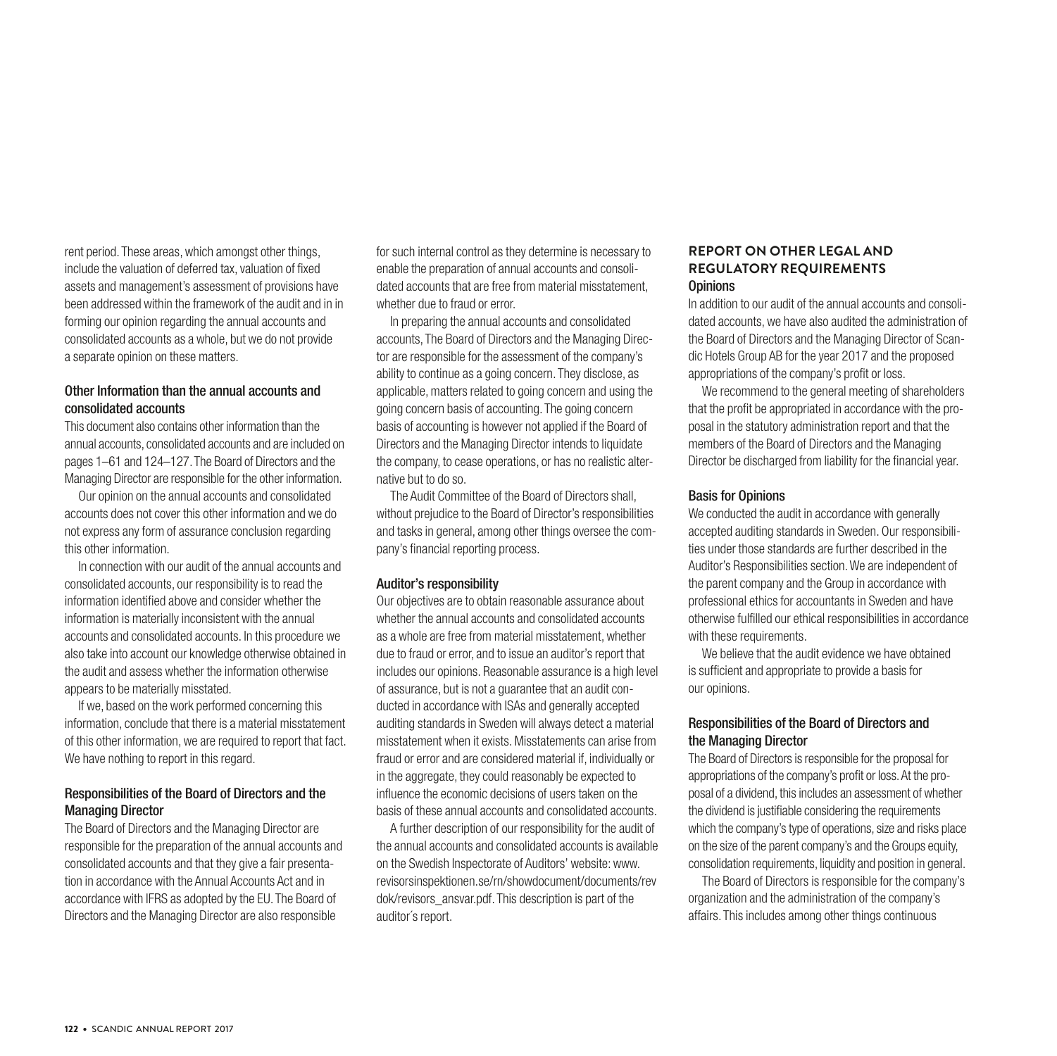rent period. These areas, which amongst other things, include the valuation of deferred tax, valuation of fixed assets and management's assessment of provisions have been addressed within the framework of the audit and in in forming our opinion regarding the annual accounts and consolidated accounts as a whole, but we do not provide a separate opinion on these matters.

### Other Information than the annual accounts and consolidated accounts

This document also contains other information than the annual accounts, consolidated accounts and are included on pages 1–61 and 124–127. The Board of Directors and the Managing Director are responsible for the other information.

Our opinion on the annual accounts and consolidated accounts does not cover this other information and we do not express any form of assurance conclusion regarding this other information.

In connection with our audit of the annual accounts and consolidated accounts, our responsibility is to read the information identified above and consider whether the information is materially inconsistent with the annual accounts and consolidated accounts. In this procedure we also take into account our knowledge otherwise obtained in the audit and assess whether the information otherwise appears to be materially misstated.

If we, based on the work performed concerning this information, conclude that there is a material misstatement of this other information, we are required to report that fact. We have nothing to report in this regard.

### Responsibilities of the Board of Directors and the Managing Director

The Board of Directors and the Managing Director are responsible for the preparation of the annual accounts and consolidated accounts and that they give a fair presentation in accordance with the Annual Accounts Act and in accordance with IFRS as adopted by the EU. The Board of Directors and the Managing Director are also responsible for such internal control as they determine is necessary to enable the preparation of annual accounts and consolidated accounts that are free from material misstatement, whether due to fraud or error.

In preparing the annual accounts and consolidated accounts, The Board of Directors and the Managing Director are responsible for the assessment of the company's ability to continue as a going concern. They disclose, as applicable, matters related to going concern and using the going concern basis of accounting. The going concern basis of accounting is however not applied if the Board of Directors and the Managing Director intends to liquidate the company, to cease operations, or has no realistic alternative but to do so.

The Audit Committee of the Board of Directors shall, without prejudice to the Board of Director's responsibilities and tasks in general, among other things oversee the company's financial reporting process.

### Auditor's responsibility

Our objectives are to obtain reasonable assurance about whether the annual accounts and consolidated accounts as a whole are free from material misstatement, whether due to fraud or error, and to issue an auditor's report that includes our opinions. Reasonable assurance is a high level of assurance, but is not a guarantee that an audit conducted in accordance with ISAs and generally accepted auditing standards in Sweden will always detect a material misstatement when it exists. Misstatements can arise from fraud or error and are considered material if, individually or in the aggregate, they could reasonably be expected to influence the economic decisions of users taken on the basis of these annual accounts and consolidated accounts.

A further description of our responsibility for the audit of the annual accounts and consolidated accounts is available on the Swedish Inspectorate of Auditors' website: www.revisorsinspektionen.se/rn/showdocument/documents/rev dok/revisors_ansvar.pdf. This description is part of the auditor´s report.

## REPORT ON OTHER LEGAL AND REGULATORY REQUIREMENTS

### Opinions

In addition to our audit of the annual accounts and consolidated accounts, we have also audited the administration of the Board of Directors and the Managing Director of Scandic Hotels Group AB for the year 2017 and the proposed appropriations of the company's profit or loss.

We recommend to the general meeting of shareholders that the profit be appropriated in accordance with the proposal in the statutory administration report and that the members of the Board of Directors and the Managing Director be discharged from liability for the financial year.

### Basis for Opinions

We conducted the audit in accordance with generally accepted auditing standards in Sweden. Our responsibilities under those standards are further described in the Auditor's Responsibilities section. We are independent of the parent company and the Group in accordance with professional ethics for accountants in Sweden and have otherwise fulfilled our ethical responsibilities in accordance with these requirements.

We believe that the audit evidence we have obtained is sufficient and appropriate to provide a basis for our opinions.

### Responsibilities of the Board of Directors and the Managing Director

The Board of Directors is responsible for the proposal for appropriations of the company's profit or loss. At the proposal of a dividend, this includes an assessment of whether the dividend is justifiable considering the requirements which the company's type of operations, size and risks place on the size of the parent company's and the Groups equity, consolidation requirements, liquidity and position in general.

The Board of Directors is responsible for the company's organization and the administration of the company's affairs. This includes among other things continuous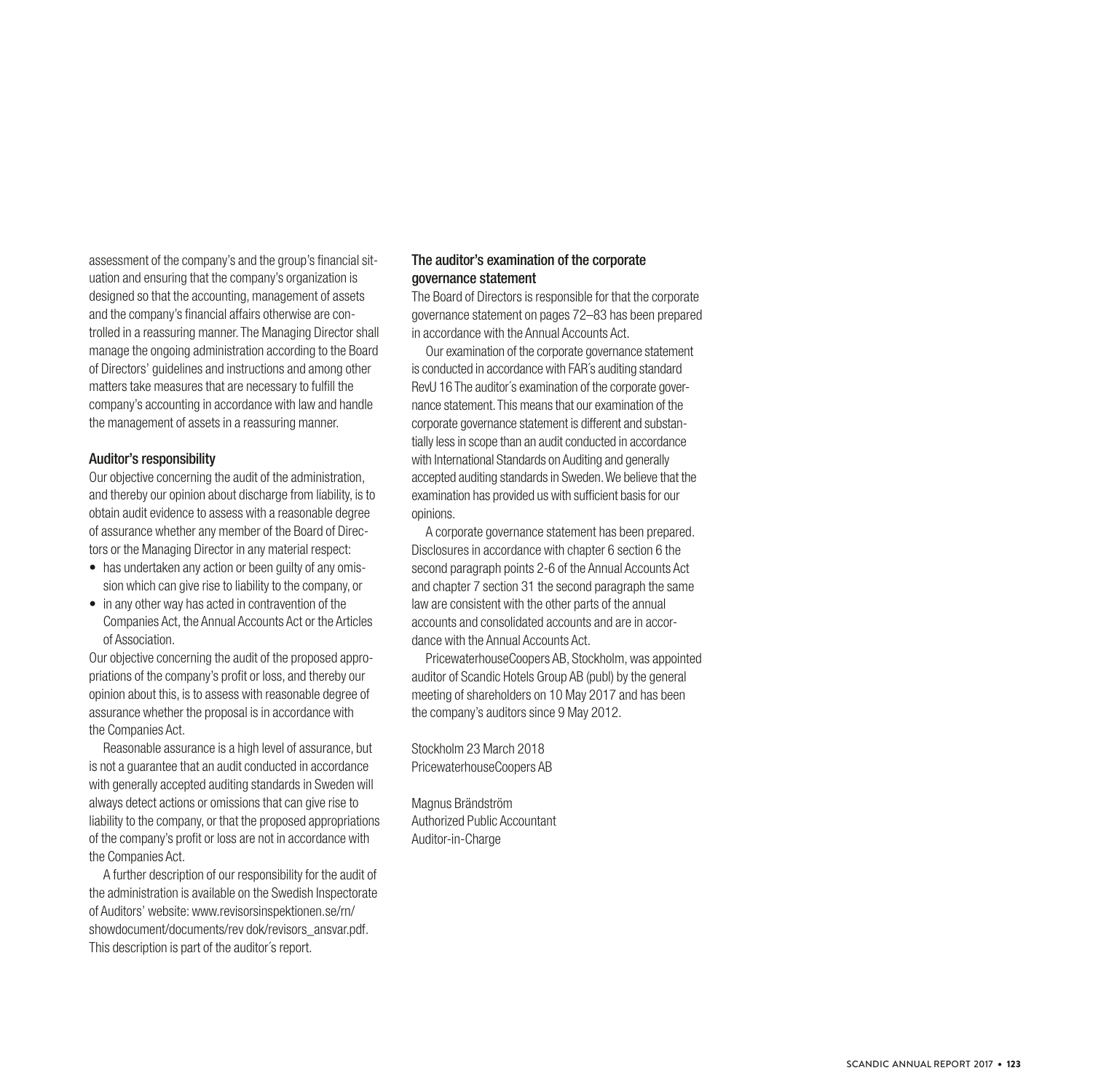assessment of the company's and the group's financial situation and ensuring that the company's organization is designed so that the accounting, management of assets and the company's financial affairs otherwise are controlled in a reassuring manner. The Managing Director shall manage the ongoing administration according to the Board of Directors' guidelines and instructions and among other matters take measures that are necessary to fulfill the company's accounting in accordance with law and handle the management of assets in a reassuring manner.

### Auditor's responsibility

Our objective concerning the audit of the administration, and thereby our opinion about discharge from liability, is to obtain audit evidence to assess with a reasonable degree of assurance whether any member of the Board of Directors or the Managing Director in any material respect:

- has undertaken any action or been guilty of any omission which can give rise to liability to the company, or
- in any other way has acted in contravention of the Companies Act, the Annual Accounts Act or the Articles of Association.

Our objective concerning the audit of the proposed appropriations of the company's profit or loss, and thereby our opinion about this, is to assess with reasonable degree of assurance whether the proposal is in accordance with the Companies Act.

Reasonable assurance is a high level of assurance, but is not a guarantee that an audit conducted in accordance with generally accepted auditing standards in Sweden will always detect actions or omissions that can give rise to liability to the company, or that the proposed appropriations of the company's profit or loss are not in accordance with the Companies Act.

A further description of our responsibility for the audit of the administration is available on the Swedish Inspectorate of Auditors' website: www.revisorsinspektionen.se/rn/showdocument/documents/rev dok/revisors_ansvar.pdf. This description is part of the auditor´s report.

### The auditor's examination of the corporate governance statement

The Board of Directors is responsible for that the corporate governance statement on pages 72–83 has been prepared in accordance with the Annual Accounts Act.

Our examination of the corporate governance statement is conducted in accordance with FAR´s auditing standard RevU 16 The auditor´s examination of the corporate governance statement. This means that our examination of the corporate governance statement is different and substantially less in scope than an audit conducted in accordance with International Standards on Auditing and generally accepted auditing standards in Sweden. We believe that the examination has provided us with sufficient basis for our opinions.

A corporate governance statement has been prepared. Disclosures in accordance with chapter 6 section 6 the second paragraph points 2-6 of the Annual Accounts Act and chapter 7 section 31 the second paragraph the same law are consistent with the other parts of the annual accounts and consolidated accounts and are in accordance with the Annual Accounts Act.

PricewaterhouseCoopers AB, Stockholm, was appointed auditor of Scandic Hotels Group AB (publ) by the general meeting of shareholders on 10 May 2017 and has been the company's auditors since 9 May 2012.

Stockholm 23 March 2018
PricewaterhouseCoopers AB

Magnus Brändström
Authorized Public Accountant
Auditor-in-Charge